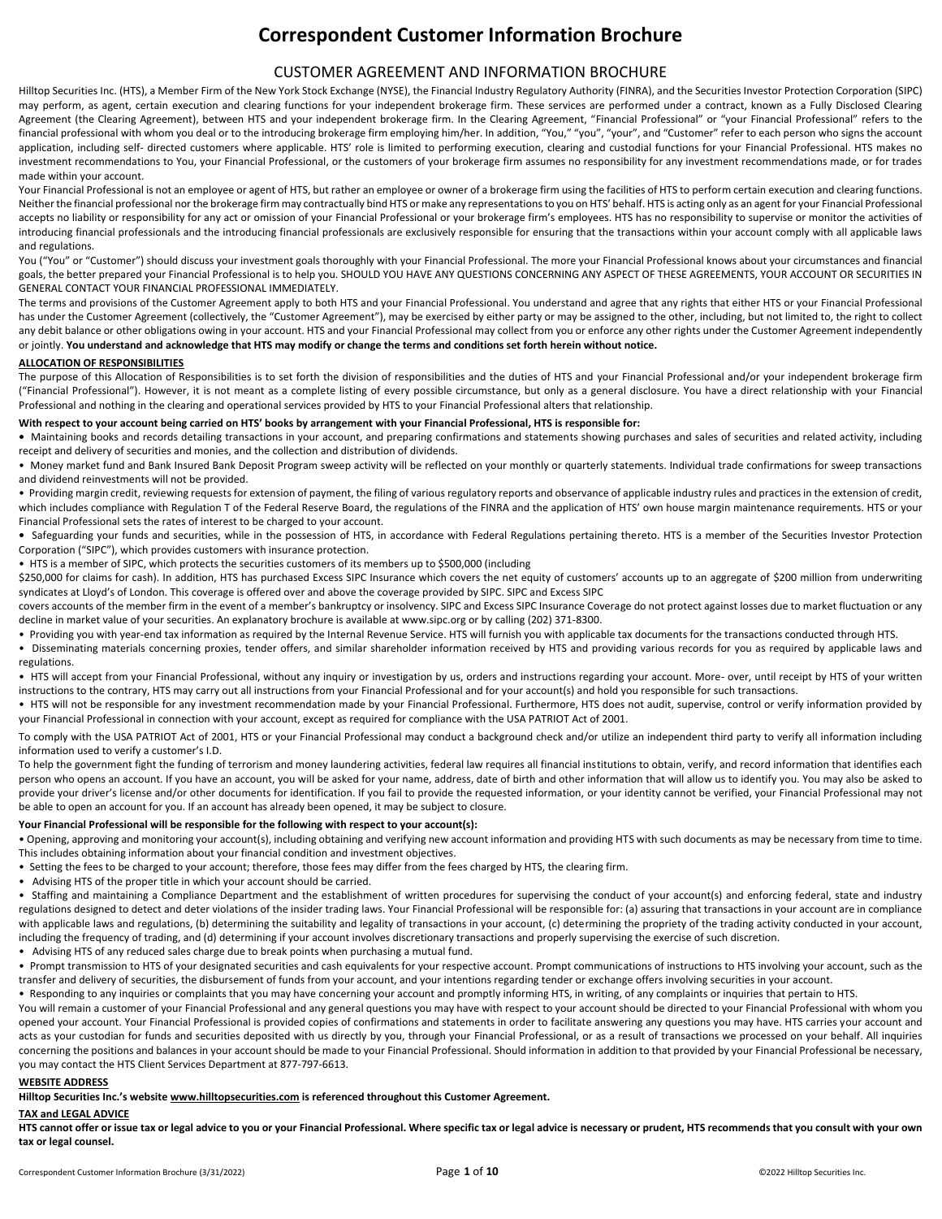# Correspondent Customer Information Brochure

## CUSTOMER AGREEMENT AND INFORMATION BROCHURE

Hilltop Securities Inc. (HTS), a Member Firm of the New York Stock Exchange (NYSE), the Financial Industry Regulatory Authority (FINRA), and the Securities Investor Protection Corporation (SIPC) may perform, as agent, certain execution and clearing functions for your independent brokerage firm. These services are performed under a contract, known as a Fully Disclosed Clearing Agreement (the Clearing Agreement), between HTS and your independent brokerage firm. In the Clearing Agreement, "Financial Professional" or "your Financial Professional" refers to the financial professional with whom you deal or to the introducing brokerage firm employing him/her. In addition, "You," "you", "your", and "Customer" refer to each person who signs the account application, including self- directed customers where applicable. HTS' role is limited to performing execution, clearing and custodial functions for your Financial Professional. HTS makes no investment recommendations to You, your Financial Professional, or the customers of your brokerage firm assumes no responsibility for any investment recommendations made, or for trades made within your account.

Your Financial Professional is not an employee or agent of HTS, but rather an employee or owner of a brokerage firm using the facilities of HTS to perform certain execution and clearing functions. Neither the financial professional nor the brokerage firm may contractually bind HTS or make any representations to you on HTS' behalf. HTS is acting only as an agent for your Financial Professional accepts no liability or responsibility for any act or omission of your Financial Professional or your brokerage firm's employees. HTS has no responsibility to supervise or monitor the activities of introducing financial professionals and the introducing financial professionals are exclusively responsible for ensuring that the transactions within your account comply with all applicable laws and regulations.

You ("You" or "Customer") should discuss your investment goals thoroughly with your Financial Professional. The more your Financial Professional knows about your circumstances and financial goals, the better prepared your Financial Professional is to help you. SHOULD YOU HAVE ANY QUESTIONS CONCERNING ANY ASPECT OF THESE AGREEMENTS, YOUR ACCOUNT OR SECURITIES IN GENERAL CONTACT YOUR FINANCIAL PROFESSIONAL IMMEDIATELY.

The terms and provisions of the Customer Agreement apply to both HTS and your Financial Professional. You understand and agree that any rights that either HTS or your Financial Professional has under the Customer Agreement (collectively, the "Customer Agreement"), may be exercised by either party or may be assigned to the other, including, but not limited to, the right to collect any debit balance or other obligations owing in your account. HTS and your Financial Professional may collect from you or enforce any other rights under the Customer Agreement independently or jointly. **You understand and acknowledge that HTS may modify or change the terms and conditions set forth herein without notice.**

### ALLOCATION OF RESPONSIBILITIES

The purpose of this Allocation of Responsibilities is to set forth the division of responsibilities and the duties of HTS and your Financial Professional and/or your independent brokerage firm ("Financial Professional"). However, it is not meant as a complete listing of every possible circumstance, but only as a general disclosure. You have a direct relationship with your Financial Professional and nothing in the clearing and operational services provided by HTS to your Financial Professional alters that relationship.

**With respect to your account being carried on HTS' books by arrangement with your Financial Professional, HTS is responsible for:**

- Maintaining books and records detailing transactions in your account, and preparing confirmations and statements showing purchases and sales of securities and related activity, including receipt and delivery of securities and monies, and the collection and distribution of dividends.
- Money market fund and Bank Insured Bank Deposit Program sweep activity will be reflected on your monthly or quarterly statements. Individual trade confirmations for sweep transactions and dividend reinvestments will not be provided.
- Providing margin credit, reviewing requests for extension of payment, the filing of various regulatory reports and observance of applicable industry rules and practices in the extension of credit, which includes compliance with Regulation T of the Federal Reserve Board, the regulations of the FINRA and the application of HTS' own house margin maintenance requirements. HTS or your Financial Professional sets the rates of interest to be charged to your account.
- Safeguarding your funds and securities, while in the possession of HTS, in accordance with Federal Regulations pertaining thereto. HTS is a member of the Securities Investor Protection Corporation ("SIPC"), which provides customers with insurance protection.
- HTS is a member of SIPC, which protects the securities customers of its members up to $500,000 (including $250,000 for claims for cash). In addition, HTS has purchased Excess SIPC Insurance which covers the net equity of customers' accounts up to an aggregate of $200 million from underwriting syndicates at Lloyd's of London. This coverage is offered over and above the coverage provided by SIPC. SIPC and Excess SIPC covers accounts of the member firm in the event of a member's bankruptcy or insolvency. SIPC and Excess SIPC Insurance Coverage do not protect against losses due to market fluctuation or any decline in market value of your securities. An explanatory brochure is available at www.sipc.org or by calling (202) 371-8300.
- Providing you with year-end tax information as required by the Internal Revenue Service. HTS will furnish you with applicable tax documents for the transactions conducted through HTS.
- Disseminating materials concerning proxies, tender offers, and similar shareholder information received by HTS and providing various records for you as required by applicable laws and regulations.
- HTS will accept from your Financial Professional, without any inquiry or investigation by us, orders and instructions regarding your account. More- over, until receipt by HTS of your written instructions to the contrary, HTS may carry out all instructions from your Financial Professional and for your account(s) and hold you responsible for such transactions.
- HTS will not be responsible for any investment recommendation made by your Financial Professional. Furthermore, HTS does not audit, supervise, control or verify information provided by your Financial Professional in connection with your account, except as required for compliance with the USA PATRIOT Act of 2001.

To comply with the USA PATRIOT Act of 2001, HTS or your Financial Professional may conduct a background check and/or utilize an independent third party to verify all information including information used to verify a customer's I.D.

To help the government fight the funding of terrorism and money laundering activities, federal law requires all financial institutions to obtain, verify, and record information that identifies each person who opens an account. If you have an account, you will be asked for your name, address, date of birth and other information that will allow us to identify you. You may also be asked to provide your driver's license and/or other documents for identification. If you fail to provide the requested information, or your identity cannot be verified, your Financial Professional may not be able to open an account for you. If an account has already been opened, it may be subject to closure.

**Your Financial Professional will be responsible for the following with respect to your account(s):**

- Opening, approving and monitoring your account(s), including obtaining and verifying new account information and providing HTS with such documents as may be necessary from time to time. This includes obtaining information about your financial condition and investment objectives.
- Setting the fees to be charged to your account; therefore, those fees may differ from the fees charged by HTS, the clearing firm.
- Advising HTS of the proper title in which your account should be carried.
- Staffing and maintaining a Compliance Department and the establishment of written procedures for supervising the conduct of your account(s) and enforcing federal, state and industry regulations designed to detect and deter violations of the insider trading laws. Your Financial Professional will be responsible for: (a) assuring that transactions in your account are in compliance with applicable laws and regulations, (b) determining the suitability and legality of transactions in your account, (c) determining the propriety of the trading activity conducted in your account, including the frequency of trading, and (d) determining if your account involves discretionary transactions and properly supervising the exercise of such discretion.
- Advising HTS of any reduced sales charge due to break points when purchasing a mutual fund.
- Prompt transmission to HTS of your designated securities and cash equivalents for your respective account. Prompt communications of instructions to HTS involving your account, such as the transfer and delivery of securities, the disbursement of funds from your account, and your intentions regarding tender or exchange offers involving securities in your account.
- Responding to any inquiries or complaints that you may have concerning your account and promptly informing HTS, in writing, of any complaints or inquiries that pertain to HTS.

You will remain a customer of your Financial Professional and any general questions you may have with respect to your account should be directed to your Financial Professional with whom you opened your account. Your Financial Professional is provided copies of confirmations and statements in order to facilitate answering any questions you may have. HTS carries your account and acts as your custodian for funds and securities deposited with us directly by you, through your Financial Professional, or as a result of transactions we processed on your behalf. All inquiries concerning the positions and balances in your account should be made to your Financial Professional. Should information in addition to that provided by your Financial Professional be necessary, you may contact the HTS Client Services Department at 877-797-6613.

### WEBSITE ADDRESS

**Hilltop Securities Inc.'s website www.hilltopsecurities.com is referenced throughout this Customer Agreement.**

### TAX and LEGAL ADVICE

**HTS cannot offer or issue tax or legal advice to you or your Financial Professional. Where specific tax or legal advice is necessary or prudent, HTS recommends that you consult with your own tax or legal counsel.**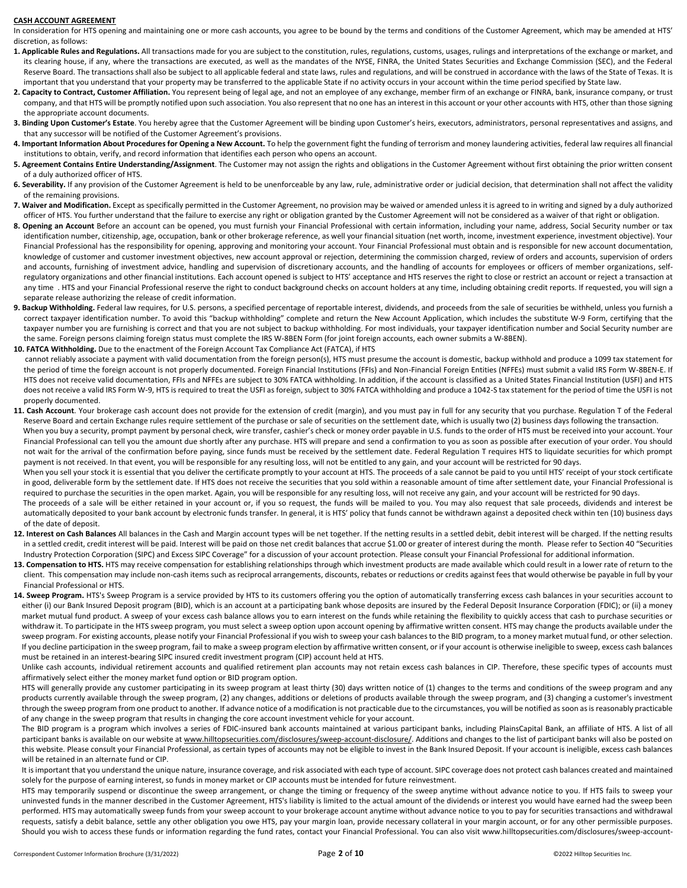**CASH ACCOUNT AGREEMENT**

In consideration for HTS opening and maintaining one or more cash accounts, you agree to be bound by the terms and conditions of the Customer Agreement, which may be amended at HTS' discretion, as follows:

1. **Applicable Rules and Regulations.** All transactions made for you are subject to the constitution, rules, regulations, customs, usages, rulings and interpretations of the exchange or market, and its clearing house, if any, where the transactions are executed, as well as the mandates of the NYSE, FINRA, the United States Securities and Exchange Commission (SEC), and the Federal Reserve Board. The transactions shall also be subject to all applicable federal and state laws, rules and regulations, and will be construed in accordance with the laws of the State of Texas. It is important that you understand that your property may be transferred to the applicable State if no activity occurs in your account within the time period specified by State law.
2. **Capacity to Contract, Customer Affiliation.** You represent being of legal age, and not an employee of any exchange, member firm of an exchange or FINRA, bank, insurance company, or trust company, and that HTS will be promptly notified upon such association. You also represent that no one has an interest in this account or your other accounts with HTS, other than those signing the appropriate account documents.
3. **Binding Upon Customer's Estate**. You hereby agree that the Customer Agreement will be binding upon Customer's heirs, executors, administrators, personal representatives and assigns, and that any successor will be notified of the Customer Agreement's provisions.
4. **Important Information About Procedures for Opening a New Account.** To help the government fight the funding of terrorism and money laundering activities, federal law requires all financial institutions to obtain, verify, and record information that identifies each person who opens an account.
5. **Agreement Contains Entire Understanding/Assignment**. The Customer may not assign the rights and obligations in the Customer Agreement without first obtaining the prior written consent of a duly authorized officer of HTS.
6. **Severability.** If any provision of the Customer Agreement is held to be unenforceable by any law, rule, administrative order or judicial decision, that determination shall not affect the validity of the remaining provisions.
7. **Waiver and Modification.** Except as specifically permitted in the Customer Agreement, no provision may be waived or amended unless it is agreed to in writing and signed by a duly authorized officer of HTS. You further understand that the failure to exercise any right or obligation granted by the Customer Agreement will not be considered as a waiver of that right or obligation.
8. **Opening an Account** Before an account can be opened, you must furnish your Financial Professional with certain information, including your name, address, Social Security number or tax identification number, citizenship, age, occupation, bank or other brokerage reference, as well your financial situation (net worth, income, investment experience, investment objective). Your Financial Professional has the responsibility for opening, approving and monitoring your account. Your Financial Professional must obtain and is responsible for new account documentation, knowledge of customer and customer investment objectives, new account approval or rejection, determining the commission charged, review of orders and accounts, supervision of orders and accounts, furnishing of investment advice, handling and supervision of discretionary accounts, and the handling of accounts for employees or officers of member organizations, self-regulatory organizations and other financial institutions. Each account opened is subject to HTS' acceptance and HTS reserves the right to close or restrict an account or reject a transaction at any time . HTS and your Financial Professional reserve the right to conduct background checks on account holders at any time, including obtaining credit reports. If requested, you will sign a separate release authorizing the release of credit information.
9. **Backup Withholding.** Federal law requires, for U.S. persons, a specified percentage of reportable interest, dividends, and proceeds from the sale of securities be withheld, unless you furnish a correct taxpayer identification number. To avoid this "backup withholding" complete and return the New Account Application, which includes the substitute W-9 Form, certifying that the taxpayer number you are furnishing is correct and that you are not subject to backup withholding. For most individuals, your taxpayer identification number and Social Security number are the same. Foreign persons claiming foreign status must complete the IRS W-8BEN Form (for joint foreign accounts, each owner submits a W-8BEN).
10. **FATCA Withholding.** Due to the enactment of the Foreign Account Tax Compliance Act (FATCA), if HTS cannot reliably associate a payment with valid documentation from the foreign person(s), HTS must presume the account is domestic, backup withhold and produce a 1099 tax statement for the period of time the foreign account is not properly documented. Foreign Financial Institutions (FFIs) and Non-Financial Foreign Entities (NFFEs) must submit a valid IRS Form W-8BEN-E. If HTS does not receive valid documentation, FFIs and NFFEs are subject to 30% FATCA withholding. In addition, if the account is classified as a United States Financial Institution (USFI) and HTS does not receive a valid IRS Form W-9, HTS is required to treat the USFI as foreign, subject to 30% FATCA withholding and produce a 1042-S tax statement for the period of time the USFI is not properly documented.
11. **Cash Account**. Your brokerage cash account does not provide for the extension of credit (margin), and you must pay in full for any security that you purchase. Regulation T of the Federal Reserve Board and certain Exchange rules require settlement of the purchase or sale of securities on the settlement date, which is usually two (2) business days following the transaction.
    When you buy a security, prompt payment by personal check, wire transfer, cashier's check or money order payable in U.S. funds to the order of HTS must be received into your account. Your Financial Professional can tell you the amount due shortly after any purchase. HTS will prepare and send a confirmation to you as soon as possible after execution of your order. You should not wait for the arrival of the confirmation before paying, since funds must be received by the settlement date. Federal Regulation T requires HTS to liquidate securities for which prompt payment is not received. In that event, you will be responsible for any resulting loss, will not be entitled to any gain, and your account will be restricted for 90 days.
    When you sell your stock it is essential that you deliver the certificate promptly to your account at HTS. The proceeds of a sale cannot be paid to you until HTS' receipt of your stock certificate in good, deliverable form by the settlement date. If HTS does not receive the securities that you sold within a reasonable amount of time after settlement date, your Financial Professional is required to purchase the securities in the open market. Again, you will be responsible for any resulting loss, will not receive any gain, and your account will be restricted for 90 days.
    The proceeds of a sale will be either retained in your account or, if you so request, the funds will be mailed to you. You may also request that sale proceeds, dividends and interest be automatically deposited to your bank account by electronic funds transfer. In general, it is HTS' policy that funds cannot be withdrawn against a deposited check within ten (10) business days of the date of deposit.
12. **Interest on Cash Balances** All balances in the Cash and Margin account types will be net together. If the netting results in a settled debit, debit interest will be charged. If the netting results in a settled credit, credit interest will be paid. Interest will be paid on those net credit balances that accrue $1.00 or greater of interest during the month. Please refer to Section 40 "Securities Industry Protection Corporation (SIPC) and Excess SIPC Coverage" for a discussion of your account protection. Please consult your Financial Professional for additional information.
13. **Compensation to HTS.** HTS may receive compensation for establishing relationships through which investment products are made available which could result in a lower rate of return to the client. This compensation may include non-cash items such as reciprocal arrangements, discounts, rebates or reductions or credits against fees that would otherwise be payable in full by your Financial Professional or HTS.
14. **Sweep Program.** HTS's Sweep Program is a service provided by HTS to its customers offering you the option of automatically transferring excess cash balances in your securities account to either (i) our Bank Insured Deposit program (BID), which is an account at a participating bank whose deposits are insured by the Federal Deposit Insurance Corporation (FDIC); or (ii) a money market mutual fund product. A sweep of your excess cash balance allows you to earn interest on the funds while retaining the flexibility to quickly access that cash to purchase securities or withdraw it. To participate in the HTS sweep program, you must select a sweep option upon account opening by affirmative written consent. HTS may change the products available under the sweep program. For existing accounts, please notify your Financial Professional if you wish to sweep your cash balances to the BID program, to a money market mutual fund, or other selection. If you decline participation in the sweep program, fail to make a sweep program election by affirmative written consent, or if your account is otherwise ineligible to sweep, excess cash balances must be retained in an interest-bearing SIPC insured credit investment program (CIP) account held at HTS.
    Unlike cash accounts, individual retirement accounts and qualified retirement plan accounts may not retain excess cash balances in CIP. Therefore, these specific types of accounts must affirmatively select either the money market fund option or BID program option.
    HTS will generally provide any customer participating in its sweep program at least thirty (30) days written notice of (1) changes to the terms and conditions of the sweep program and any products currently available through the sweep program, (2) any changes, additions or deletions of products available through the sweep program, and (3) changing a customer's investment through the sweep program from one product to another. If advance notice of a modification is not practicable due to the circumstances, you will be notified as soon as is reasonably practicable of any change in the sweep program that results in changing the core account investment vehicle for your account.
    The BID program is a program which involves a series of FDIC-insured bank accounts maintained at various participant banks, including PlainsCapital Bank, an affiliate of HTS. A list of all participant banks is available on our website at www.hilltopsecurities.com/disclosures/sweep-account-disclosure/. Additions and changes to the list of participant banks will also be posted on this website. Please consult your Financial Professional, as certain types of accounts may not be eligible to invest in the Bank Insured Deposit. If your account is ineligible, excess cash balances will be retained in an alternate fund or CIP.
    It is important that you understand the unique nature, insurance coverage, and risk associated with each type of account. SIPC coverage does not protect cash balances created and maintained solely for the purpose of earning interest, so funds in money market or CIP accounts must be intended for future reinvestment.
    HTS may temporarily suspend or discontinue the sweep arrangement, or change the timing or frequency of the sweep anytime without advance notice to you. If HTS fails to sweep your uninvested funds in the manner described in the Customer Agreement, HTS's liability is limited to the actual amount of the dividends or interest you would have earned had the sweep been performed. HTS may automatically sweep funds from your sweep account to your brokerage account anytime without advance notice to you to pay for securities transactions and withdrawal requests, satisfy a debit balance, settle any other obligation you owe HTS, pay your margin loan, provide necessary collateral in your margin account, or for any other permissible purposes. Should you wish to access these funds or information regarding the fund rates, contact your Financial Professional. You can also visit www.hilltopsecurities.com/disclosures/sweep-account-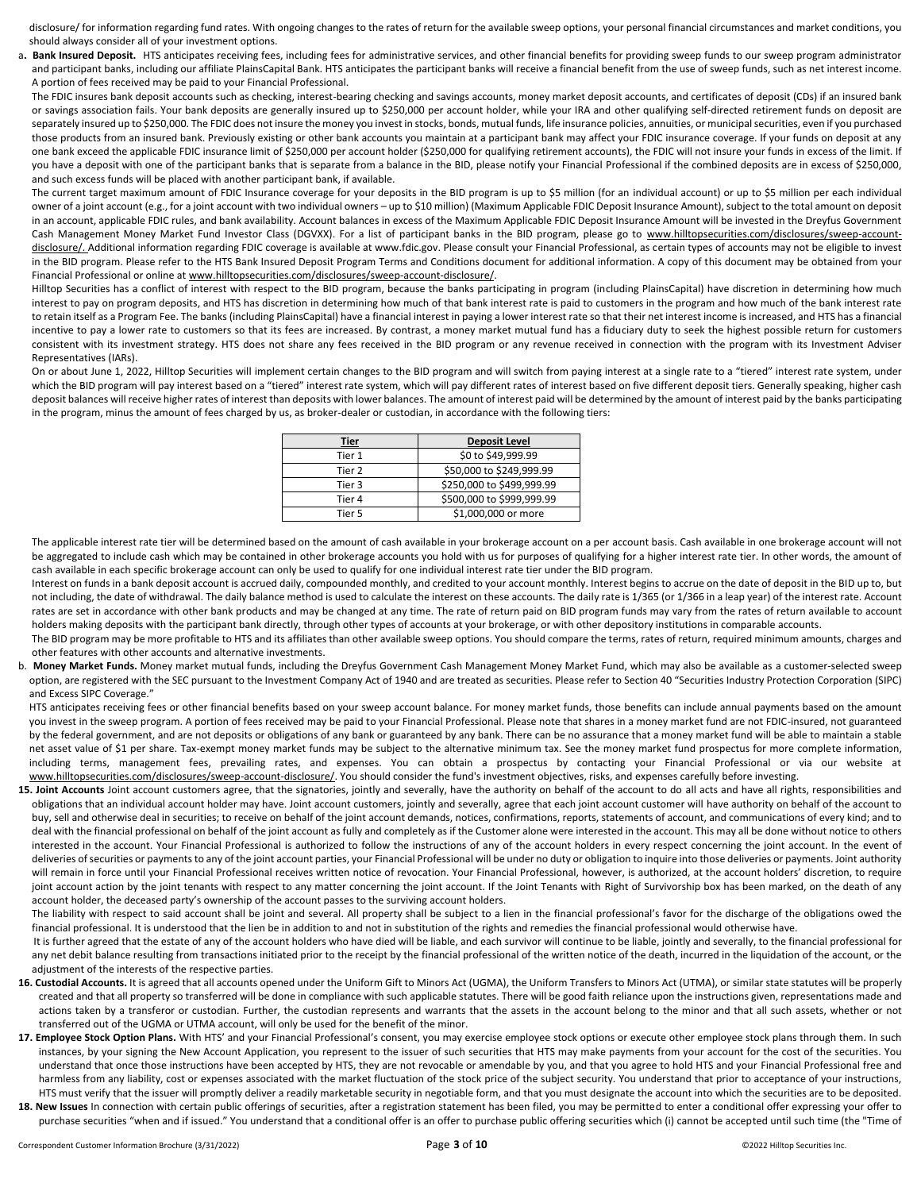disclosure/ for information regarding fund rates. With ongoing changes to the rates of return for the available sweep options, your personal financial circumstances and market conditions, you should always consider all of your investment options.

a**. Bank Insured Deposit.** HTS anticipates receiving fees, including fees for administrative services, and other financial benefits for providing sweep funds to our sweep program administrator and participant banks, including our affiliate PlainsCapital Bank. HTS anticipates the participant banks will receive a financial benefit from the use of sweep funds, such as net interest income. A portion of fees received may be paid to your Financial Professional.

The FDIC insures bank deposit accounts such as checking, interest-bearing checking and savings accounts, money market deposit accounts, and certificates of deposit (CDs) if an insured bank or savings association fails. Your bank deposits are generally insured up to $250,000 per account holder, while your IRA and other qualifying self-directed retirement funds on deposit are separately insured up to $250,000. The FDIC does not insure the money you invest in stocks, bonds, mutual funds, life insurance policies, annuities, or municipal securities, even if you purchased those products from an insured bank. Previously existing or other bank accounts you maintain at a participant bank may affect your FDIC insurance coverage. If your funds on deposit at any one bank exceed the applicable FDIC insurance limit of $250,000 per account holder ($250,000 for qualifying retirement accounts), the FDIC will not insure your funds in excess of the limit. If you have a deposit with one of the participant banks that is separate from a balance in the BID, please notify your Financial Professional if the combined deposits are in excess of $250,000, and such excess funds will be placed with another participant bank, if available.

The current target maximum amount of FDIC Insurance coverage for your deposits in the BID program is up to $5 million (for an individual account) or up to $5 million per each individual owner of a joint account (e.g., for a joint account with two individual owners – up to $10 million) (Maximum Applicable FDIC Deposit Insurance Amount), subject to the total amount on deposit in an account, applicable FDIC rules, and bank availability. Account balances in excess of the Maximum Applicable FDIC Deposit Insurance Amount will be invested in the Dreyfus Government Cash Management Money Market Fund Investor Class (DGVXX). For a list of participant banks in the BID program, please go to www.hilltopsecurities.com/disclosures/sweep-account-disclosure/. Additional information regarding FDIC coverage is available at www.fdic.gov. Please consult your Financial Professional, as certain types of accounts may not be eligible to invest in the BID program. Please refer to the HTS Bank Insured Deposit Program Terms and Conditions document for additional information. A copy of this document may be obtained from your Financial Professional or online at www.hilltopsecurities.com/disclosures/sweep-account-disclosure/.

Hilltop Securities has a conflict of interest with respect to the BID program, because the banks participating in program (including PlainsCapital) have discretion in determining how much interest to pay on program deposits, and HTS has discretion in determining how much of that bank interest rate is paid to customers in the program and how much of the bank interest rate to retain itself as a Program Fee. The banks (including PlainsCapital) have a financial interest in paying a lower interest rate so that their net interest income is increased, and HTS has a financial incentive to pay a lower rate to customers so that its fees are increased. By contrast, a money market mutual fund has a fiduciary duty to seek the highest possible return for customers consistent with its investment strategy. HTS does not share any fees received in the BID program or any revenue received in connection with the program with its Investment Adviser Representatives (IARs).

On or about June 1, 2022, Hilltop Securities will implement certain changes to the BID program and will switch from paying interest at a single rate to a "tiered" interest rate system, under which the BID program will pay interest based on a "tiered" interest rate system, which will pay different rates of interest based on five different deposit tiers. Generally speaking, higher cash deposit balances will receive higher rates of interest than deposits with lower balances. The amount of interest paid will be determined by the amount of interest paid by the banks participating in the program, minus the amount of fees charged by us, as broker-dealer or custodian, in accordance with the following tiers:

| Tier | Deposit Level |
|---|---|
| Tier 1 | $0 to $49,999.99 |
| Tier 2 | $50,000 to $249,999.99 |
| Tier 3 | $250,000 to $499,999.99 |
| Tier 4 | $500,000 to $999,999.99 |
| Tier 5 | $1,000,000 or more |

The applicable interest rate tier will be determined based on the amount of cash available in your brokerage account on a per account basis. Cash available in one brokerage account will not be aggregated to include cash which may be contained in other brokerage accounts you hold with us for purposes of qualifying for a higher interest rate tier. In other words, the amount of cash available in each specific brokerage account can only be used to qualify for one individual interest rate tier under the BID program.

Interest on funds in a bank deposit account is accrued daily, compounded monthly, and credited to your account monthly. Interest begins to accrue on the date of deposit in the BID up to, but not including, the date of withdrawal. The daily balance method is used to calculate the interest on these accounts. The daily rate is 1/365 (or 1/366 in a leap year) of the interest rate. Account rates are set in accordance with other bank products and may be changed at any time. The rate of return paid on BID program funds may vary from the rates of return available to account holders making deposits with the participant bank directly, through other types of accounts at your brokerage, or with other depository institutions in comparable accounts.

The BID program may be more profitable to HTS and its affiliates than other available sweep options. You should compare the terms, rates of return, required minimum amounts, charges and other features with other accounts and alternative investments.

b. **Money Market Funds.** Money market mutual funds, including the Dreyfus Government Cash Management Money Market Fund, which may also be available as a customer-selected sweep option, are registered with the SEC pursuant to the Investment Company Act of 1940 and are treated as securities. Please refer to Section 40 "Securities Industry Protection Corporation (SIPC) and Excess SIPC Coverage."

HTS anticipates receiving fees or other financial benefits based on your sweep account balance. For money market funds, those benefits can include annual payments based on the amount you invest in the sweep program. A portion of fees received may be paid to your Financial Professional. Please note that shares in a money market fund are not FDIC-insured, not guaranteed by the federal government, and are not deposits or obligations of any bank or guaranteed by any bank. There can be no assurance that a money market fund will be able to maintain a stable net asset value of $1 per share. Tax-exempt money market funds may be subject to the alternative minimum tax. See the money market fund prospectus for more complete information, including terms, management fees, prevailing rates, and expenses. You can obtain a prospectus by contacting your Financial Professional or via our website at www.hilltopsecurities.com/disclosures/sweep-account-disclosure/. You should consider the fund's investment objectives, risks, and expenses carefully before investing.

**15. Joint Accounts** Joint account customers agree, that the signatories, jointly and severally, have the authority on behalf of the account to do all acts and have all rights, responsibilities and obligations that an individual account holder may have. Joint account customers, jointly and severally, agree that each joint account customer will have authority on behalf of the account to buy, sell and otherwise deal in securities; to receive on behalf of the joint account demands, notices, confirmations, reports, statements of account, and communications of every kind; and to deal with the financial professional on behalf of the joint account as fully and completely as if the Customer alone were interested in the account. This may all be done without notice to others interested in the account. Your Financial Professional is authorized to follow the instructions of any of the account holders in every respect concerning the joint account. In the event of deliveries of securities or payments to any of the joint account parties, your Financial Professional will be under no duty or obligation to inquire into those deliveries or payments. Joint authority will remain in force until your Financial Professional receives written notice of revocation. Your Financial Professional, however, is authorized, at the account holders' discretion, to require joint account action by the joint tenants with respect to any matter concerning the joint account. If the Joint Tenants with Right of Survivorship box has been marked, on the death of any account holder, the deceased party's ownership of the account passes to the surviving account holders.

The liability with respect to said account shall be joint and several. All property shall be subject to a lien in the financial professional's favor for the discharge of the obligations owed the financial professional. It is understood that the lien be in addition to and not in substitution of the rights and remedies the financial professional would otherwise have.

It is further agreed that the estate of any of the account holders who have died will be liable, and each survivor will continue to be liable, jointly and severally, to the financial professional for any net debit balance resulting from transactions initiated prior to the receipt by the financial professional of the written notice of the death, incurred in the liquidation of the account, or the adjustment of the interests of the respective parties.

**16. Custodial Accounts.** It is agreed that all accounts opened under the Uniform Gift to Minors Act (UGMA), the Uniform Transfers to Minors Act (UTMA), or similar state statutes will be properly created and that all property so transferred will be done in compliance with such applicable statutes. There will be good faith reliance upon the instructions given, representations made and actions taken by a transferor or custodian. Further, the custodian represents and warrants that the assets in the account belong to the minor and that all such assets, whether or not transferred out of the UGMA or UTMA account, will only be used for the benefit of the minor.

**17. Employee Stock Option Plans.** With HTS' and your Financial Professional's consent, you may exercise employee stock options or execute other employee stock plans through them. In such instances, by your signing the New Account Application, you represent to the issuer of such securities that HTS may make payments from your account for the cost of the securities. You understand that once those instructions have been accepted by HTS, they are not revocable or amendable by you, and that you agree to hold HTS and your Financial Professional free and harmless from any liability, cost or expenses associated with the market fluctuation of the stock price of the subject security. You understand that prior to acceptance of your instructions, HTS must verify that the issuer will promptly deliver a readily marketable security in negotiable form, and that you must designate the account into which the securities are to be deposited.

**18. New Issues** In connection with certain public offerings of securities, after a registration statement has been filed, you may be permitted to enter a conditional offer expressing your offer to purchase securities "when and if issued." You understand that a conditional offer is an offer to purchase public offering securities which (i) cannot be accepted until such time (the "Time of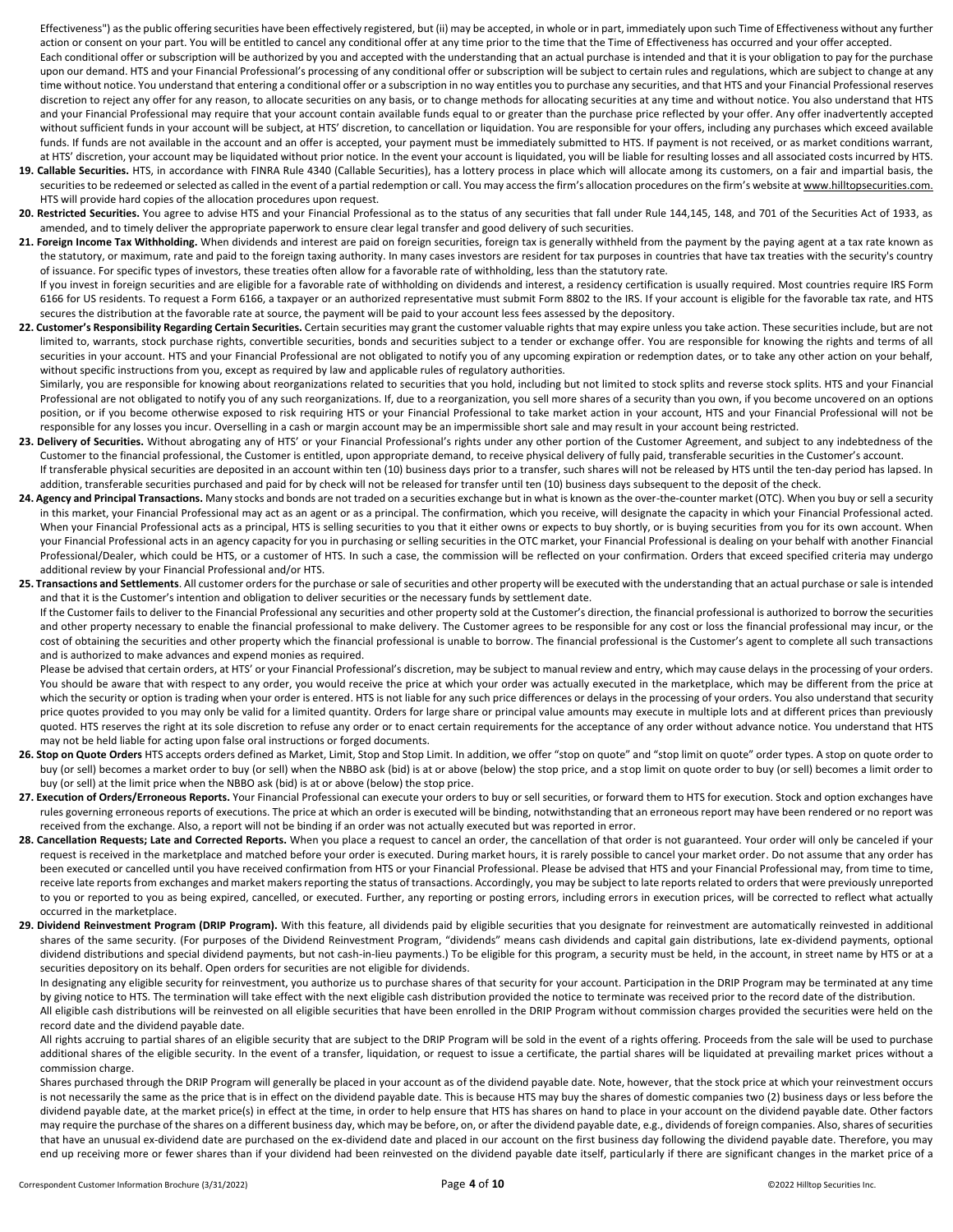Effectiveness") as the public offering securities have been effectively registered, but (ii) may be accepted, in whole or in part, immediately upon such Time of Effectiveness without any further action or consent on your part. You will be entitled to cancel any conditional offer at any time prior to the time that the Time of Effectiveness has occurred and your offer accepted.

Each conditional offer or subscription will be authorized by you and accepted with the understanding that an actual purchase is intended and that it is your obligation to pay for the purchase upon our demand. HTS and your Financial Professional's processing of any conditional offer or subscription will be subject to certain rules and regulations, which are subject to change at any time without notice. You understand that entering a conditional offer or a subscription in no way entitles you to purchase any securities, and that HTS and your Financial Professional reserves discretion to reject any offer for any reason, to allocate securities on any basis, or to change methods for allocating securities at any time and without notice. You also understand that HTS and your Financial Professional may require that your account contain available funds equal to or greater than the purchase price reflected by your offer. Any offer inadvertently accepted without sufficient funds in your account will be subject, at HTS' discretion, to cancellation or liquidation. You are responsible for your offers, including any purchases which exceed available funds. If funds are not available in the account and an offer is accepted, your payment must be immediately submitted to HTS. If payment is not received, or as market conditions warrant, at HTS' discretion, your account may be liquidated without prior notice. In the event your account is liquidated, you will be liable for resulting losses and all associated costs incurred by HTS.

19. **Callable Securities.** HTS, in accordance with FINRA Rule 4340 (Callable Securities), has a lottery process in place which will allocate among its customers, on a fair and impartial basis, the securities to be redeemed or selected as called in the event of a partial redemption or call. You may access the firm's allocation procedures on the firm's website at www.hilltopsecurities.com. HTS will provide hard copies of the allocation procedures upon request.

20. **Restricted Securities.** You agree to advise HTS and your Financial Professional as to the status of any securities that fall under Rule 144,145, 148, and 701 of the Securities Act of 1933, as amended, and to timely deliver the appropriate paperwork to ensure clear legal transfer and good delivery of such securities.

21. **Foreign Income Tax Withholding.** When dividends and interest are paid on foreign securities, foreign tax is generally withheld from the payment by the paying agent at a tax rate known as the statutory, or maximum, rate and paid to the foreign taxing authority. In many cases investors are resident for tax purposes in countries that have tax treaties with the security's country of issuance. For specific types of investors, these treaties often allow for a favorable rate of withholding, less than the statutory rate.

    If you invest in foreign securities and are eligible for a favorable rate of withholding on dividends and interest, a residency certification is usually required. Most countries require IRS Form 6166 for US residents. To request a Form 6166, a taxpayer or an authorized representative must submit Form 8802 to the IRS. If your account is eligible for the favorable tax rate, and HTS secures the distribution at the favorable rate at source, the payment will be paid to your account less fees assessed by the depository.

22. **Customer's Responsibility Regarding Certain Securities.** Certain securities may grant the customer valuable rights that may expire unless you take action. These securities include, but are not limited to, warrants, stock purchase rights, convertible securities, bonds and securities subject to a tender or exchange offer. You are responsible for knowing the rights and terms of all securities in your account. HTS and your Financial Professional are not obligated to notify you of any upcoming expiration or redemption dates, or to take any other action on your behalf, without specific instructions from you, except as required by law and applicable rules of regulatory authorities.

    Similarly, you are responsible for knowing about reorganizations related to securities that you hold, including but not limited to stock splits and reverse stock splits. HTS and your Financial Professional are not obligated to notify you of any such reorganizations. If, due to a reorganization, you sell more shares of a security than you own, if you become uncovered on an options position, or if you become otherwise exposed to risk requiring HTS or your Financial Professional to take market action in your account, HTS and your Financial Professional will not be responsible for any losses you incur. Overselling in a cash or margin account may be an impermissible short sale and may result in your account being restricted.

23. **Delivery of Securities.** Without abrogating any of HTS' or your Financial Professional's rights under any other portion of the Customer Agreement, and subject to any indebtedness of the Customer to the financial professional, the Customer is entitled, upon appropriate demand, to receive physical delivery of fully paid, transferable securities in the Customer's account.

    If transferable physical securities are deposited in an account within ten (10) business days prior to a transfer, such shares will not be released by HTS until the ten-day period has lapsed. In addition, transferable securities purchased and paid for by check will not be released for transfer until ten (10) business days subsequent to the deposit of the check.

24. **Agency and Principal Transactions.** Many stocks and bonds are not traded on a securities exchange but in what is known as the over-the-counter market (OTC). When you buy or sell a security in this market, your Financial Professional may act as an agent or as a principal. The confirmation, which you receive, will designate the capacity in which your Financial Professional acted. When your Financial Professional acts as a principal, HTS is selling securities to you that it either owns or expects to buy shortly, or is buying securities from you for its own account. When your Financial Professional acts in an agency capacity for you in purchasing or selling securities in the OTC market, your Financial Professional is dealing on your behalf with another Financial Professional/Dealer, which could be HTS, or a customer of HTS. In such a case, the commission will be reflected on your confirmation. Orders that exceed specified criteria may undergo additional review by your Financial Professional and/or HTS.

25. **Transactions and Settlements**. All customer orders for the purchase or sale of securities and other property will be executed with the understanding that an actual purchase or sale is intended and that it is the Customer's intention and obligation to deliver securities or the necessary funds by settlement date.

    If the Customer fails to deliver to the Financial Professional any securities and other property sold at the Customer's direction, the financial professional is authorized to borrow the securities and other property necessary to enable the financial professional to make delivery. The Customer agrees to be responsible for any cost or loss the financial professional may incur, or the cost of obtaining the securities and other property which the financial professional is unable to borrow. The financial professional is the Customer's agent to complete all such transactions and is authorized to make advances and expend monies as required.

    Please be advised that certain orders, at HTS' or your Financial Professional's discretion, may be subject to manual review and entry, which may cause delays in the processing of your orders. You should be aware that with respect to any order, you would receive the price at which your order was actually executed in the marketplace, which may be different from the price at which the security or option is trading when your order is entered. HTS is not liable for any such price differences or delays in the processing of your orders. You also understand that security price quotes provided to you may only be valid for a limited quantity. Orders for large share or principal value amounts may execute in multiple lots and at different prices than previously quoted. HTS reserves the right at its sole discretion to refuse any order or to enact certain requirements for the acceptance of any order without advance notice. You understand that HTS may not be held liable for acting upon false oral instructions or forged documents.

26. **Stop on Quote Orders** HTS accepts orders defined as Market, Limit, Stop and Stop Limit. In addition, we offer "stop on quote" and "stop limit on quote" order types. A stop on quote order to buy (or sell) becomes a market order to buy (or sell) when the NBBO ask (bid) is at or above (below) the stop price, and a stop limit on quote order to buy (or sell) becomes a limit order to buy (or sell) at the limit price when the NBBO ask (bid) is at or above (below) the stop price.

27. **Execution of Orders/Erroneous Reports.** Your Financial Professional can execute your orders to buy or sell securities, or forward them to HTS for execution. Stock and option exchanges have rules governing erroneous reports of executions. The price at which an order is executed will be binding, notwithstanding that an erroneous report may have been rendered or no report was received from the exchange. Also, a report will not be binding if an order was not actually executed but was reported in error.

28. **Cancellation Requests; Late and Corrected Reports.** When you place a request to cancel an order, the cancellation of that order is not guaranteed. Your order will only be canceled if your request is received in the marketplace and matched before your order is executed. During market hours, it is rarely possible to cancel your market order. Do not assume that any order has been executed or cancelled until you have received confirmation from HTS or your Financial Professional. Please be advised that HTS and your Financial Professional may, from time to time, receive late reports from exchanges and market makers reporting the status of transactions. Accordingly, you may be subject to late reports related to orders that were previously unreported to you or reported to you as being expired, cancelled, or executed. Further, any reporting or posting errors, including errors in execution prices, will be corrected to reflect what actually occurred in the marketplace.

29. **Dividend Reinvestment Program (DRIP Program).** With this feature, all dividends paid by eligible securities that you designate for reinvestment are automatically reinvested in additional shares of the same security. (For purposes of the Dividend Reinvestment Program, "dividends" means cash dividends and capital gain distributions, late ex-dividend payments, optional dividend distributions and special dividend payments, but not cash-in-lieu payments.) To be eligible for this program, a security must be held, in the account, in street name by HTS or at a securities depository on its behalf. Open orders for securities are not eligible for dividends.

    In designating any eligible security for reinvestment, you authorize us to purchase shares of that security for your account. Participation in the DRIP Program may be terminated at any time by giving notice to HTS. The termination will take effect with the next eligible cash distribution provided the notice to terminate was received prior to the record date of the distribution.

    All eligible cash distributions will be reinvested on all eligible securities that have been enrolled in the DRIP Program without commission charges provided the securities were held on the record date and the dividend payable date.

    All rights accruing to partial shares of an eligible security that are subject to the DRIP Program will be sold in the event of a rights offering. Proceeds from the sale will be used to purchase additional shares of the eligible security. In the event of a transfer, liquidation, or request to issue a certificate, the partial shares will be liquidated at prevailing market prices without a commission charge.

    Shares purchased through the DRIP Program will generally be placed in your account as of the dividend payable date. Note, however, that the stock price at which your reinvestment occurs is not necessarily the same as the price that is in effect on the dividend payable date. This is because HTS may buy the shares of domestic companies two (2) business days or less before the dividend payable date, at the market price(s) in effect at the time, in order to help ensure that HTS has shares on hand to place in your account on the dividend payable date. Other factors may require the purchase of the shares on a different business day, which may be before, on, or after the dividend payable date, e.g., dividends of foreign companies. Also, shares of securities that have an unusual ex-dividend date are purchased on the ex-dividend date and placed in our account on the first business day following the dividend payable date. Therefore, you may end up receiving more or fewer shares than if your dividend had been reinvested on the dividend payable date itself, particularly if there are significant changes in the market price of a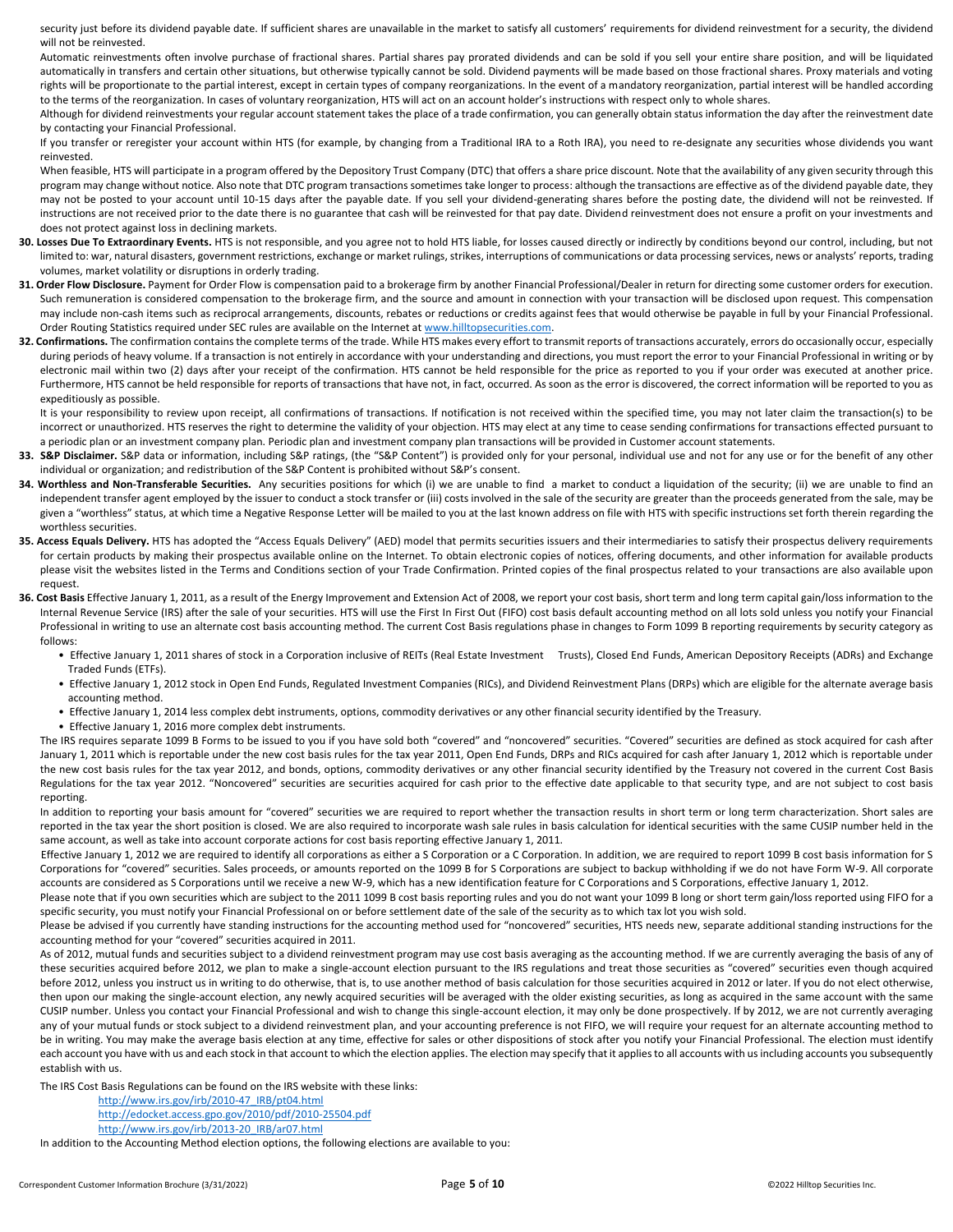security just before its dividend payable date. If sufficient shares are unavailable in the market to satisfy all customers' requirements for dividend reinvestment for a security, the dividend will not be reinvested.

Automatic reinvestments often involve purchase of fractional shares. Partial shares pay prorated dividends and can be sold if you sell your entire share position, and will be liquidated automatically in transfers and certain other situations, but otherwise typically cannot be sold. Dividend payments will be made based on those fractional shares. Proxy materials and voting rights will be proportionate to the partial interest, except in certain types of company reorganizations. In the event of a mandatory reorganization, partial interest will be handled according to the terms of the reorganization. In cases of voluntary reorganization, HTS will act on an account holder's instructions with respect only to whole shares.

Although for dividend reinvestments your regular account statement takes the place of a trade confirmation, you can generally obtain status information the day after the reinvestment date by contacting your Financial Professional.

If you transfer or reregister your account within HTS (for example, by changing from a Traditional IRA to a Roth IRA), you need to re-designate any securities whose dividends you want reinvested.

When feasible, HTS will participate in a program offered by the Depository Trust Company (DTC) that offers a share price discount. Note that the availability of any given security through this program may change without notice. Also note that DTC program transactions sometimes take longer to process: although the transactions are effective as of the dividend payable date, they may not be posted to your account until 10-15 days after the payable date. If you sell your dividend-generating shares before the posting date, the dividend will not be reinvested. If instructions are not received prior to the date there is no guarantee that cash will be reinvested for that pay date. Dividend reinvestment does not ensure a profit on your investments and does not protect against loss in declining markets.

30. **Losses Due To Extraordinary Events.** HTS is not responsible, and you agree not to hold HTS liable, for losses caused directly or indirectly by conditions beyond our control, including, but not limited to: war, natural disasters, government restrictions, exchange or market rulings, strikes, interruptions of communications or data processing services, news or analysts' reports, trading volumes, market volatility or disruptions in orderly trading.

31. **Order Flow Disclosure.** Payment for Order Flow is compensation paid to a brokerage firm by another Financial Professional/Dealer in return for directing some customer orders for execution. Such remuneration is considered compensation to the brokerage firm, and the source and amount in connection with your transaction will be disclosed upon request. This compensation may include non-cash items such as reciprocal arrangements, discounts, rebates or reductions or credits against fees that would otherwise be payable in full by your Financial Professional. Order Routing Statistics required under SEC rules are available on the Internet at www.hilltopsecurities.com.

32. **Confirmations.** The confirmation contains the complete terms of the trade. While HTS makes every effort to transmit reports of transactions accurately, errors do occasionally occur, especially during periods of heavy volume. If a transaction is not entirely in accordance with your understanding and directions, you must report the error to your Financial Professional in writing or by electronic mail within two (2) days after your receipt of the confirmation. HTS cannot be held responsible for the price as reported to you if your order was executed at another price. Furthermore, HTS cannot be held responsible for reports of transactions that have not, in fact, occurred. As soon as the error is discovered, the correct information will be reported to you as expeditiously as possible.

    It is your responsibility to review upon receipt, all confirmations of transactions. If notification is not received within the specified time, you may not later claim the transaction(s) to be incorrect or unauthorized. HTS reserves the right to determine the validity of your objection. HTS may elect at any time to cease sending confirmations for transactions effected pursuant to a periodic plan or an investment company plan. Periodic plan and investment company plan transactions will be provided in Customer account statements.

33. **S&P Disclaimer.** S&P data or information, including S&P ratings, (the "S&P Content") is provided only for your personal, individual use and not for any use or for the benefit of any other individual or organization; and redistribution of the S&P Content is prohibited without S&P's consent.

34. **Worthless and Non-Transferable Securities.** Any securities positions for which (i) we are unable to find a market to conduct a liquidation of the security; (ii) we are unable to find an independent transfer agent employed by the issuer to conduct a stock transfer or (iii) costs involved in the sale of the security are greater than the proceeds generated from the sale, may be given a "worthless" status, at which time a Negative Response Letter will be mailed to you at the last known address on file with HTS with specific instructions set forth therein regarding the worthless securities.

35. **Access Equals Delivery.** HTS has adopted the "Access Equals Delivery" (AED) model that permits securities issuers and their intermediaries to satisfy their prospectus delivery requirements for certain products by making their prospectus available online on the Internet. To obtain electronic copies of notices, offering documents, and other information for available products please visit the websites listed in the Terms and Conditions section of your Trade Confirmation. Printed copies of the final prospectus related to your transactions are also available upon request.

36. **Cost Basis** Effective January 1, 2011, as a result of the Energy Improvement and Extension Act of 2008, we report your cost basis, short term and long term capital gain/loss information to the Internal Revenue Service (IRS) after the sale of your securities. HTS will use the First In First Out (FIFO) cost basis default accounting method on all lots sold unless you notify your Financial Professional in writing to use an alternate cost basis accounting method. The current Cost Basis regulations phase in changes to Form 1099 B reporting requirements by security category as follows:

    - Effective January 1, 2011 shares of stock in a Corporation inclusive of REITs (Real Estate Investment Trusts), Closed End Funds, American Depository Receipts (ADRs) and Exchange Traded Funds (ETFs).
    - Effective January 1, 2012 stock in Open End Funds, Regulated Investment Companies (RICs), and Dividend Reinvestment Plans (DRPs) which are eligible for the alternate average basis accounting method.
    - Effective January 1, 2014 less complex debt instruments, options, commodity derivatives or any other financial security identified by the Treasury.
    - Effective January 1, 2016 more complex debt instruments.

    The IRS requires separate 1099 B Forms to be issued to you if you have sold both "covered" and "noncovered" securities. "Covered" securities are defined as stock acquired for cash after January 1, 2011 which is reportable under the new cost basis rules for the tax year 2011, Open End Funds, DRPs and RICs acquired for cash after January 1, 2012 which is reportable under the new cost basis rules for the tax year 2012, and bonds, options, commodity derivatives or any other financial security identified by the Treasury not covered in the current Cost Basis Regulations for the tax year 2012. "Noncovered" securities are securities acquired for cash prior to the effective date applicable to that security type, and are not subject to cost basis reporting.

    In addition to reporting your basis amount for "covered" securities we are required to report whether the transaction results in short term or long term characterization. Short sales are reported in the tax year the short position is closed. We are also required to incorporate wash sale rules in basis calculation for identical securities with the same CUSIP number held in the same account, as well as take into account corporate actions for cost basis reporting effective January 1, 2011.

    Effective January 1, 2012 we are required to identify all corporations as either a S Corporation or a C Corporation. In addition, we are required to report 1099 B cost basis information for S Corporations for "covered" securities. Sales proceeds, or amounts reported on the 1099 B for S Corporations are subject to backup withholding if we do not have Form W-9. All corporate accounts are considered as S Corporations until we receive a new W-9, which has a new identification feature for C Corporations and S Corporations, effective January 1, 2012.

    Please note that if you own securities which are subject to the 2011 1099 B cost basis reporting rules and you do not want your 1099 B long or short term gain/loss reported using FIFO for a specific security, you must notify your Financial Professional on or before settlement date of the sale of the security as to which tax lot you wish sold.

    Please be advised if you currently have standing instructions for the accounting method used for "noncovered" securities, HTS needs new, separate additional standing instructions for the accounting method for your "covered" securities acquired in 2011.

    As of 2012, mutual funds and securities subject to a dividend reinvestment program may use cost basis averaging as the accounting method. If we are currently averaging the basis of any of these securities acquired before 2012, we plan to make a single-account election pursuant to the IRS regulations and treat those securities as "covered" securities even though acquired before 2012, unless you instruct us in writing to do otherwise, that is, to use another method of basis calculation for those securities acquired in 2012 or later. If you do not elect otherwise, then upon our making the single-account election, any newly acquired securities will be averaged with the older existing securities, as long as acquired in the same account with the same CUSIP number. Unless you contact your Financial Professional and wish to change this single-account election, it may only be done prospectively. If by 2012, we are not currently averaging any of your mutual funds or stock subject to a dividend reinvestment plan, and your accounting preference is not FIFO, we will require your request for an alternate accounting method to be in writing. You may make the average basis election at any time, effective for sales or other dispositions of stock after you notify your Financial Professional. The election must identify each account you have with us and each stock in that account to which the election applies. The election may specify that it applies to all accounts with us including accounts you subsequently establish with us.

    The IRS Cost Basis Regulations can be found on the IRS website with these links:

    http://www.irs.gov/irb/2010-47_IRB/pt04.html
    http://edocket.access.gpo.gov/2010/pdf/2010-25504.pdf
    http://www.irs.gov/irb/2013-20_IRB/ar07.html

    In addition to the Accounting Method election options, the following elections are available to you: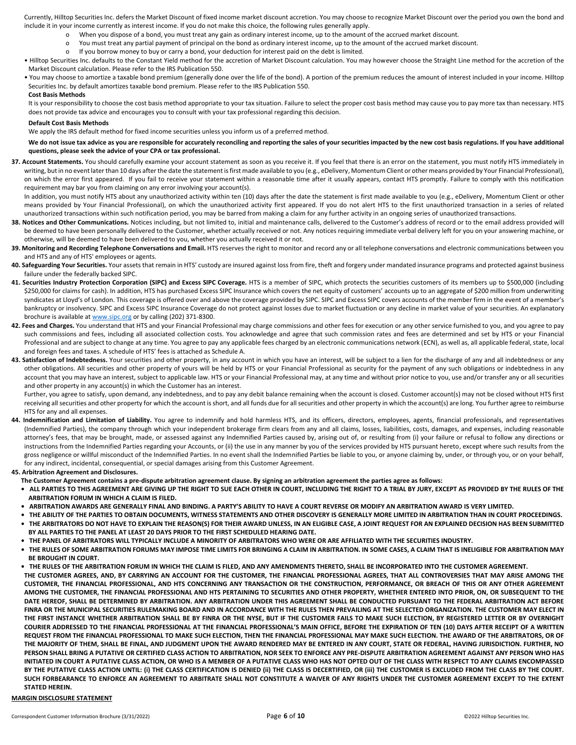Currently, Hilltop Securities Inc. defers the Market Discount of fixed income market discount accretion. You may choose to recognize Market Discount over the period you own the bond and include it in your income currently as interest income. If you do not make this choice, the following rules generally apply.

- When you dispose of a bond, you must treat any gain as ordinary interest income, up to the amount of the accrued market discount.
- You must treat any partial payment of principal on the bond as ordinary interest income, up to the amount of the accrued market discount.
- If you borrow money to buy or carry a bond, your deduction for interest paid on the debt is limited.

- Hilltop Securities Inc. defaults to the Constant Yield method for the accretion of Market Discount calculation. You may however choose the Straight Line method for the accretion of the Market Discount calculation. Please refer to the IRS Publication 550.
- You may choose to amortize a taxable bond premium (generally done over the life of the bond). A portion of the premium reduces the amount of interest included in your income. Hilltop Securities Inc. by default amortizes taxable bond premium. Please refer to the IRS Publication 550.

**Cost Basis Methods**

It is your responsibility to choose the cost basis method appropriate to your tax situation. Failure to select the proper cost basis method may cause you to pay more tax than necessary. HTS does not provide tax advice and encourages you to consult with your tax professional regarding this decision.

**Default Cost Basis Methods**

We apply the IRS default method for fixed income securities unless you inform us of a preferred method.

**We do not issue tax advice as you are responsible for accurately reconciling and reporting the sales of your securities impacted by the new cost basis regulations. If you have additional questions, please seek the advice of your CPA or tax professional.**

**37. Account Statements.** You should carefully examine your account statement as soon as you receive it. If you feel that there is an error on the statement, you must notify HTS immediately in writing, but in no event later than 10 days after the date the statement is first made available to you (e.g., eDelivery, Momentum Client or other means provided by Your Financial Professional), on which the error first appeared. If you fail to receive your statement within a reasonable time after it usually appears, contact HTS promptly. Failure to comply with this notification requirement may bar you from claiming on any error involving your account(s).

In addition, you must notify HTS about any unauthorized activity within ten (10) days after the date the statement is first made available to you (e.g., eDelivery, Momentum Client or other means provided by Your Financial Professional), on which the unauthorized activity first appeared. If you do not alert HTS to the first unauthorized transaction in a series of related unauthorized transactions within such notification period, you may be barred from making a claim for any further activity in an ongoing series of unauthorized transactions.

**38. Notices and Other Communications.** Notices including, but not limited to, initial and maintenance calls, delivered to the Customer's address of record or to the email address provided will be deemed to have been personally delivered to the Customer, whether actually received or not. Any notices requiring immediate verbal delivery left for you on your answering machine, or otherwise, will be deemed to have been delivered to you, whether you actually received it or not.

**39. Monitoring and Recording Telephone Conversations and Email.** HTS reserves the right to monitor and record any or all telephone conversations and electronic communications between you and HTS and any of HTS' employees or agents.

**40. Safeguarding Your Securities.** Your assets that remain in HTS' custody are insured against loss from fire, theft and forgery under mandated insurance programs and protected against business failure under the federally backed SIPC.

**41. Securities Industry Protection Corporation (SIPC) and Excess SIPC Coverage.** HTS is a member of SIPC, which protects the securities customers of its members up to $500,000 (including $250,000 for claims for cash). In addition, HTS has purchased Excess SIPC Insurance which covers the net equity of customers' accounts up to an aggregate of $200 million from underwriting syndicates at Lloyd's of London. This coverage is offered over and above the coverage provided by SIPC. SIPC and Excess SIPC covers accounts of the member firm in the event of a member's bankruptcy or insolvency. SIPC and Excess SIPC Insurance Coverage do not protect against losses due to market fluctuation or any decline in market value of your securities. An explanatory brochure is available at www.sipc.org or by calling (202) 371-8300.

**42. Fees and Charges.** You understand that HTS and your Financial Professional may charge commissions and other fees for execution or any other service furnished to you, and you agree to pay such commissions and fees, including all associated collection costs. You acknowledge and agree that such commission rates and fees are determined and set by HTS or your Financial Professional and are subject to change at any time. You agree to pay any applicable fees charged by an electronic communications network (ECN), as well as, all applicable federal, state, local and foreign fees and taxes. A schedule of HTS' fees is attached as Schedule A.

**43. Satisfaction of Indebtedness.** Your securities and other property, in any account in which you have an interest, will be subject to a lien for the discharge of any and all indebtedness or any other obligations. All securities and other property of yours will be held by HTS or your Financial Professional as security for the payment of any such obligations or indebtedness in any account that you may have an interest, subject to applicable law. HTS or your Financial Professional may, at any time and without prior notice to you, use and/or transfer any or all securities and other property in any account(s) in which the Customer has an interest.

Further, you agree to satisfy, upon demand, any indebtedness, and to pay any debit balance remaining when the account is closed. Customer account(s) may not be closed without HTS first receiving all securities and other property for which the account is short, and all funds due for all securities and other property in which the account(s) are long. You further agree to reimburse HTS for any and all expenses.

**44. Indemnification and Limitation of Liability.** You agree to indemnify and hold harmless HTS, and its officers, directors, employees, agents, financial professionals, and representatives (Indemnified Parties), the company through which your independent brokerage firm clears from any and all claims, losses, liabilities, costs, damages, and expenses, including reasonable attorney's fees, that may be brought, made, or assessed against any Indemnified Parties caused by, arising out of, or resulting from (i) your failure or refusal to follow any directions or instructions from the Indemnified Parties regarding your Accounts, or (ii) the use in any manner by you of the services provided by HTS pursuant hereto, except where such results from the gross negligence or willful misconduct of the Indemnified Parties. In no event shall the Indemnified Parties be liable to you, or anyone claiming by, under, or through you, or on your behalf, for any indirect, incidental, consequential, or special damages arising from this Customer Agreement.

**45. Arbitration Agreement and Disclosures.**

**The Customer Agreement contains a pre-dispute arbitration agreement clause. By signing an arbitration agreement the parties agree as follows:**

- **ALL PARTIES TO THIS AGREEMENT ARE GIVING UP THE RIGHT TO SUE EACH OTHER IN COURT, INCLUDING THE RIGHT TO A TRIAL BY JURY, EXCEPT AS PROVIDED BY THE RULES OF THE ARBITRATION FORUM IN WHICH A CLAIM IS FILED.**
- **ARBITRATION AWARDS ARE GENERALLY FINAL AND BINDING. A PARTY'S ABILITY TO HAVE A COURT REVERSE OR MODIFY AN ARBITRATION AWARD IS VERY LIMITED.**
- **THE ABILITY OF THE PARTIES TO OBTAIN DOCUMENTS, WITNESS STATEMENTS AND OTHER DISCOVERY IS GENERALLY MORE LIMITED IN ARBITRATION THAN IN COURT PROCEEDINGS.**
- **THE ARBITRATORS DO NOT HAVE TO EXPLAIN THE REASON(S) FOR THEIR AWARD UNLESS, IN AN ELIGIBLE CASE, A JOINT REQUEST FOR AN EXPLAINED DECISION HAS BEEN SUBMITTED BY ALL PARTIES TO THE PANEL AT LEAST 20 DAYS PRIOR TO THE FIRST SCHEDULED HEARING DATE.**
- **THE PANEL OF ARBITRATORS WILL TYPICALLY INCLUDE A MINORITY OF ARBITRATORS WHO WERE OR ARE AFFILIATED WITH THE SECURITIES INDUSTRY.**
- **THE RULES OF SOME ARBITRATION FORUMS MAY IMPOSE TIME LIMITS FOR BRINGING A CLAIM IN ARBITRATION. IN SOME CASES, A CLAIM THAT IS INELIGIBLE FOR ARBITRATION MAY BE BROUGHT IN COURT.**
- **THE RULES OF THE ARBITRATION FORUM IN WHICH THE CLAIM IS FILED, AND ANY AMENDMENTS THERETO, SHALL BE INCORPORATED INTO THE CUSTOMER AGREEMENT.**

**THE CUSTOMER AGREES, AND, BY CARRYING AN ACCOUNT FOR THE CUSTOMER, THE FINANCIAL PROFESSIONAL AGREES, THAT ALL CONTROVERSIES THAT MAY ARISE AMONG THE CUSTOMER, THE FINANCIAL PROFESSIONAL, AND HTS CONCERNING ANY TRANSACTION OR THE CONSTRUCTION, PERFORMANCE, OR BREACH OF THIS OR ANY OTHER AGREEMENT AMONG THE CUSTOMER, THE FINANCIAL PROFESSIONAL AND HTS PERTAINING TO SECURITIES AND OTHER PROPERTY, WHETHER ENTERED INTO PRIOR, ON, OR SUBSEQUENT TO THE DATE HEREOF, SHALL BE DETERMINED BY ARBITRATION. ANY ARBITRATION UNDER THIS AGREEMENT SHALL BE CONDUCTED PURSUANT TO THE FEDERAL ARBITRATION ACT BEFORE FINRA OR THE MUNICIPAL SECURITIES RULEMAKING BOARD AND IN ACCORDANCE WITH THE RULES THEN PREVAILING AT THE SELECTED ORGANIZATION. THE CUSTOMER MAY ELECT IN THE FIRST INSTANCE WHETHER ARBITRATION SHALL BE BY FINRA OR THE NYSE, BUT IF THE CUSTOMER FAILS TO MAKE SUCH ELECTION, BY REGISTERED LETTER OR BY OVERNIGHT COURIER ADDRESSED TO THE FINANCIAL PROFESSIONAL AT THE FINANCIAL PROFESSIONAL'S MAIN OFFICE, BEFORE THE EXPIRATION OF TEN (10) DAYS AFTER RECEIPT OF A WRITTEN REQUEST FROM THE FINANCIAL PROFESSIONAL TO MAKE SUCH ELECTION, THEN THE FINANCIAL PROFESSIONAL MAY MAKE SUCH ELECTION. THE AWARD OF THE ARBITRATORS, OR OF THE MAJORITY OF THEM, SHALL BE FINAL, AND JUDGMENT UPON THE AWARD RENDERED MAY BE ENTERED IN ANY COURT, STATE OR FEDERAL, HAVING JURISDICTION. FURTHER, NO PERSON SHALL BRING A PUTATIVE OR CERTIFIED CLASS ACTION TO ARBITRATION, NOR SEEK TO ENFORCE ANY PRE-DISPUTE ARBITRATION AGREEMENT AGAINST ANY PERSON WHO HAS INITIATED IN COURT A PUTATIVE CLASS ACTION, OR WHO IS A MEMBER OF A PUTATIVE CLASS WHO HAS NOT OPTED OUT OF THE CLASS WITH RESPECT TO ANY CLAIMS ENCOMPASSED BY THE PUTATIVE CLASS ACTION UNTIL: (I) THE CLASS CERTIFICATION IS DENIED (II) THE CLASS IS DECERTIFIED, OR (III) THE CUSTOMER IS EXCLUDED FROM THE CLASS BY THE COURT. SUCH FORBEARANCE TO ENFORCE AN AGREEMENT TO ARBITRATE SHALL NOT CONSTITUTE A WAIVER OF ANY RIGHTS UNDER THE CUSTOMER AGREEMENT EXCEPT TO THE EXTENT STATED HEREIN.**

**MARGIN DISCLOSURE STATEMENT**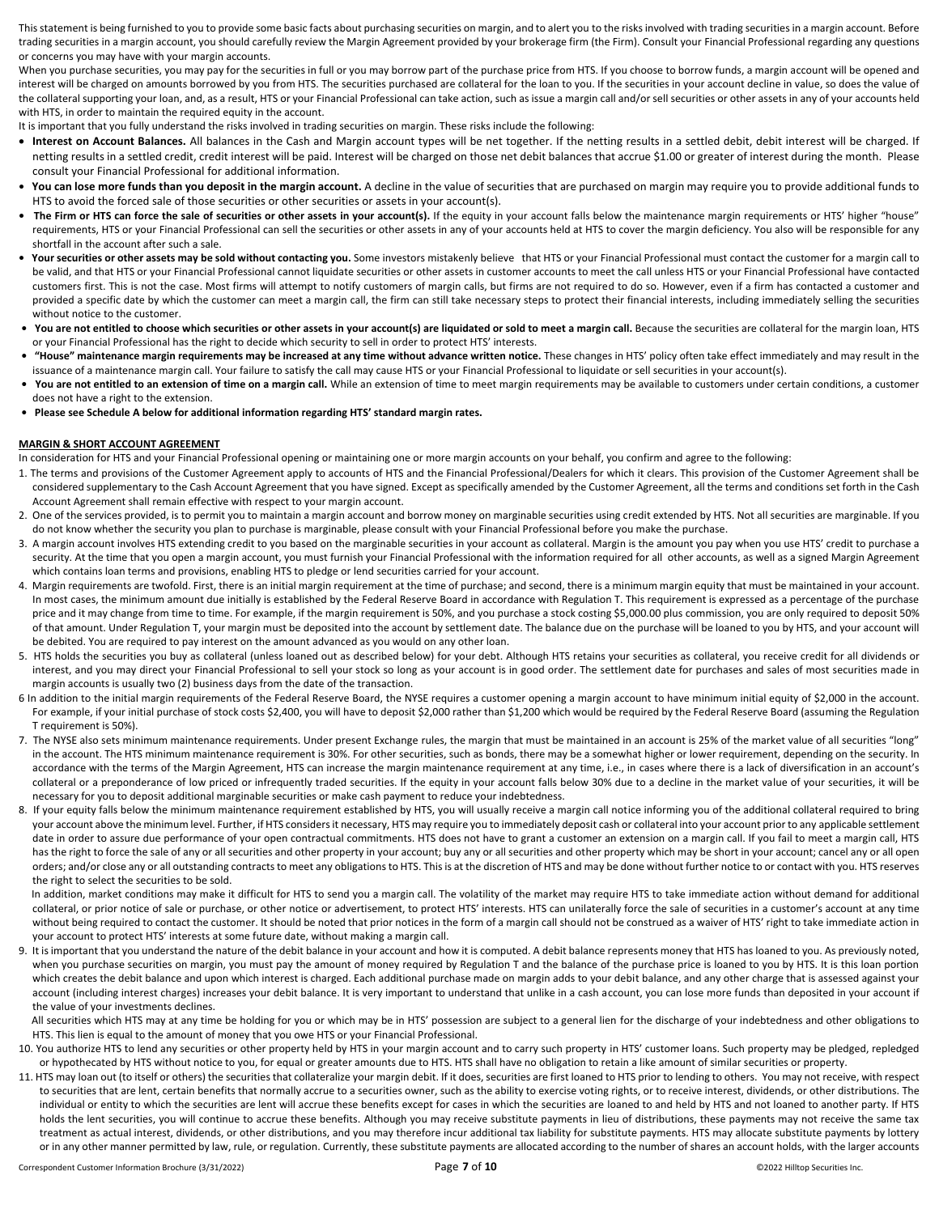This statement is being furnished to you to provide some basic facts about purchasing securities on margin, and to alert you to the risks involved with trading securities in a margin account. Before trading securities in a margin account, you should carefully review the Margin Agreement provided by your brokerage firm (the Firm). Consult your Financial Professional regarding any questions or concerns you may have with your margin accounts.

When you purchase securities, you may pay for the securities in full or you may borrow part of the purchase price from HTS. If you choose to borrow funds, a margin account will be opened and interest will be charged on amounts borrowed by you from HTS. The securities purchased are collateral for the loan to you. If the securities in your account decline in value, so does the value of the collateral supporting your loan, and, as a result, HTS or your Financial Professional can take action, such as issue a margin call and/or sell securities or other assets in any of your accounts held with HTS, in order to maintain the required equity in the account.

It is important that you fully understand the risks involved in trading securities on margin. These risks include the following:

- **Interest on Account Balances.** All balances in the Cash and Margin account types will be net together. If the netting results in a settled debit, debit interest will be charged. If netting results in a settled credit, credit interest will be paid. Interest will be charged on those net debit balances that accrue $1.00 or greater of interest during the month. Please consult your Financial Professional for additional information.
- **You can lose more funds than you deposit in the margin account.** A decline in the value of securities that are purchased on margin may require you to provide additional funds to HTS to avoid the forced sale of those securities or other securities or assets in your account(s).
- **The Firm or HTS can force the sale of securities or other assets in your account(s).** If the equity in your account falls below the maintenance margin requirements or HTS' higher "house" requirements, HTS or your Financial Professional can sell the securities or other assets in any of your accounts held at HTS to cover the margin deficiency. You also will be responsible for any shortfall in the account after such a sale.
- **Your securities or other assets may be sold without contacting you.** Some investors mistakenly believe that HTS or your Financial Professional must contact the customer for a margin call to be valid, and that HTS or your Financial Professional cannot liquidate securities or other assets in customer accounts to meet the call unless HTS or your Financial Professional have contacted customers first. This is not the case. Most firms will attempt to notify customers of margin calls, but firms are not required to do so. However, even if a firm has contacted a customer and provided a specific date by which the customer can meet a margin call, the firm can still take necessary steps to protect their financial interests, including immediately selling the securities without notice to the customer.
- **You are not entitled to choose which securities or other assets in your account(s) are liquidated or sold to meet a margin call.** Because the securities are collateral for the margin loan, HTS or your Financial Professional has the right to decide which security to sell in order to protect HTS' interests.
- **"House" maintenance margin requirements may be increased at any time without advance written notice.** These changes in HTS' policy often take effect immediately and may result in the issuance of a maintenance margin call. Your failure to satisfy the call may cause HTS or your Financial Professional to liquidate or sell securities in your account(s).
- **You are not entitled to an extension of time on a margin call.** While an extension of time to meet margin requirements may be available to customers under certain conditions, a customer does not have a right to the extension.
- **Please see Schedule A below for additional information regarding HTS' standard margin rates.**

## MARGIN & SHORT ACCOUNT AGREEMENT

In consideration for HTS and your Financial Professional opening or maintaining one or more margin accounts on your behalf, you confirm and agree to the following:

1. The terms and provisions of the Customer Agreement apply to accounts of HTS and the Financial Professional/Dealers for which it clears. This provision of the Customer Agreement shall be considered supplementary to the Cash Account Agreement that you have signed. Except as specifically amended by the Customer Agreement, all the terms and conditions set forth in the Cash Account Agreement shall remain effective with respect to your margin account.
2. One of the services provided, is to permit you to maintain a margin account and borrow money on marginable securities using credit extended by HTS. Not all securities are marginable. If you do not know whether the security you plan to purchase is marginable, please consult with your Financial Professional before you make the purchase.
3. A margin account involves HTS extending credit to you based on the marginable securities in your account as collateral. Margin is the amount you pay when you use HTS' credit to purchase a security. At the time that you open a margin account, you must furnish your Financial Professional with the information required for all other accounts, as well as a signed Margin Agreement which contains loan terms and provisions, enabling HTS to pledge or lend securities carried for your account.
4. Margin requirements are twofold. First, there is an initial margin requirement at the time of purchase; and second, there is a minimum margin equity that must be maintained in your account. In most cases, the minimum amount due initially is established by the Federal Reserve Board in accordance with Regulation T. This requirement is expressed as a percentage of the purchase price and it may change from time to time. For example, if the margin requirement is 50%, and you purchase a stock costing $5,000.00 plus commission, you are only required to deposit 50% of that amount. Under Regulation T, your margin must be deposited into the account by settlement date. The balance due on the purchase will be loaned to you by HTS, and your account will be debited. You are required to pay interest on the amount advanced as you would on any other loan.
5. HTS holds the securities you buy as collateral (unless loaned out as described below) for your debt. Although HTS retains your securities as collateral, you receive credit for all dividends or interest, and you may direct your Financial Professional to sell your stock so long as your account is in good order. The settlement date for purchases and sales of most securities made in margin accounts is usually two (2) business days from the date of the transaction.
6. In addition to the initial margin requirements of the Federal Reserve Board, the NYSE requires a customer opening a margin account to have minimum initial equity of $2,000 in the account. For example, if your initial purchase of stock costs $2,400, you will have to deposit $2,000 rather than $1,200 which would be required by the Federal Reserve Board (assuming the Regulation T requirement is 50%).
7. The NYSE also sets minimum maintenance requirements. Under present Exchange rules, the margin that must be maintained in an account is 25% of the market value of all securities "long" in the account. The HTS minimum maintenance requirement is 30%. For other securities, such as bonds, there may be a somewhat higher or lower requirement, depending on the security. In accordance with the terms of the Margin Agreement, HTS can increase the margin maintenance requirement at any time, i.e., in cases where there is a lack of diversification in an account's collateral or a preponderance of low priced or infrequently traded securities. If the equity in your account falls below 30% due to a decline in the market value of your securities, it will be necessary for you to deposit additional marginable securities or make cash payment to reduce your indebtedness.
8. If your equity falls below the minimum maintenance requirement established by HTS, you will usually receive a margin call notice informing you of the additional collateral required to bring your account above the minimum level. Further, if HTS considers it necessary, HTS may require you to immediately deposit cash or collateral into your account prior to any applicable settlement date in order to assure due performance of your open contractual commitments. HTS does not have to grant a customer an extension on a margin call. If you fail to meet a margin call, HTS has the right to force the sale of any or all securities and other property in your account; buy any or all securities and other property which may be short in your account; cancel any or all open orders; and/or close any or all outstanding contracts to meet any obligations to HTS. This is at the discretion of HTS and may be done without further notice to or contact with you. HTS reserves the right to select the securities to be sold.

   In addition, market conditions may make it difficult for HTS to send you a margin call. The volatility of the market may require HTS to take immediate action without demand for additional collateral, or prior notice of sale or purchase, or other notice or advertisement, to protect HTS' interests. HTS can unilaterally force the sale of securities in a customer's account at any time without being required to contact the customer. It should be noted that prior notices in the form of a margin call should not be construed as a waiver of HTS' right to take immediate action in your account to protect HTS' interests at some future date, without making a margin call.
9. It is important that you understand the nature of the debit balance in your account and how it is computed. A debit balance represents money that HTS has loaned to you. As previously noted, when you purchase securities on margin, you must pay the amount of money required by Regulation T and the balance of the purchase price is loaned to you by HTS. It is this loan portion which creates the debit balance and upon which interest is charged. Each additional purchase made on margin adds to your debit balance, and any other charge that is assessed against your account (including interest charges) increases your debit balance. It is very important to understand that unlike in a cash account, you can lose more funds than deposited in your account if the value of your investments declines.

   All securities which HTS may at any time be holding for you or which may be in HTS' possession are subject to a general lien for the discharge of your indebtedness and other obligations to HTS. This lien is equal to the amount of money that you owe HTS or your Financial Professional.
10. You authorize HTS to lend any securities or other property held by HTS in your margin account and to carry such property in HTS' customer loans. Such property may be pledged, repledged or hypothecated by HTS without notice to you, for equal or greater amounts due to HTS. HTS shall have no obligation to retain a like amount of similar securities or property.
11. HTS may loan out (to itself or others) the securities that collateralize your margin debit. If it does, securities are first loaned to HTS prior to lending to others. You may not receive, with respect to securities that are lent, certain benefits that normally accrue to a securities owner, such as the ability to exercise voting rights, or to receive interest, dividends, or other distributions. The individual or entity to which the securities are lent will accrue these benefits except for cases in which the securities are loaned to and held by HTS and not loaned to another party. If HTS holds the lent securities, you will continue to accrue these benefits. Although you may receive substitute payments in lieu of distributions, these payments may not receive the same tax treatment as actual interest, dividends, or other distributions, and you may therefore incur additional tax liability for substitute payments. HTS may allocate substitute payments by lottery or in any other manner permitted by law, rule, or regulation. Currently, these substitute payments are allocated according to the number of shares an account holds, with the larger accounts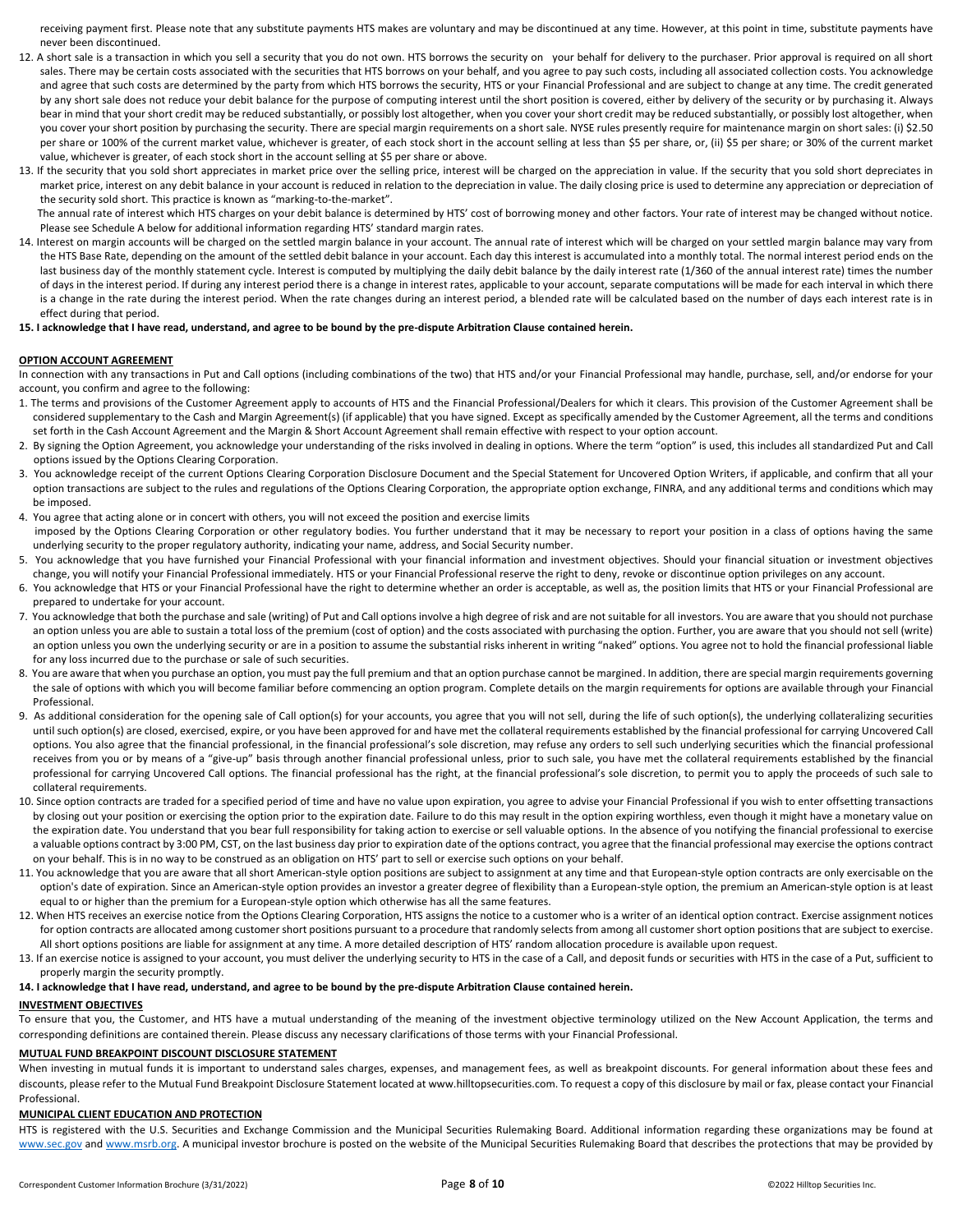receiving payment first. Please note that any substitute payments HTS makes are voluntary and may be discontinued at any time. However, at this point in time, substitute payments have never been discontinued.

12. A short sale is a transaction in which you sell a security that you do not own. HTS borrows the security on your behalf for delivery to the purchaser. Prior approval is required on all short sales. There may be certain costs associated with the securities that HTS borrows on your behalf, and you agree to pay such costs, including all associated collection costs. You acknowledge and agree that such costs are determined by the party from which HTS borrows the security, HTS or your Financial Professional and are subject to change at any time. The credit generated by any short sale does not reduce your debit balance for the purpose of computing interest until the short position is covered, either by delivery of the security or by purchasing it. Always bear in mind that your short credit may be reduced substantially, or possibly lost altogether, when you cover your short credit may be reduced substantially, or possibly lost altogether, when you cover your short position by purchasing the security. There are special margin requirements on a short sale. NYSE rules presently require for maintenance margin on short sales: (i) $2.50 per share or 100% of the current market value, whichever is greater, of each stock short in the account selling at less than $5 per share, or, (ii) $5 per share; or 30% of the current market value, whichever is greater, of each stock short in the account selling at $5 per share or above.
13. If the security that you sold short appreciates in market price over the selling price, interest will be charged on the appreciation in value. If the security that you sold short depreciates in market price, interest on any debit balance in your account is reduced in relation to the depreciation in value. The daily closing price is used to determine any appreciation or depreciation of the security sold short. This practice is known as "marking-to-the-market".
   The annual rate of interest which HTS charges on your debit balance is determined by HTS' cost of borrowing money and other factors. Your rate of interest may be changed without notice. Please see Schedule A below for additional information regarding HTS' standard margin rates.
14. Interest on margin accounts will be charged on the settled margin balance in your account. The annual rate of interest which will be charged on your settled margin balance may vary from the HTS Base Rate, depending on the amount of the settled debit balance in your account. Each day this interest is accumulated into a monthly total. The normal interest period ends on the last business day of the monthly statement cycle. Interest is computed by multiplying the daily debit balance by the daily interest rate (1/360 of the annual interest rate) times the number of days in the interest period. If during any interest period there is a change in interest rates, applicable to your account, separate computations will be made for each interval in which there is a change in the rate during the interest period. When the rate changes during an interest period, a blended rate will be calculated based on the number of days each interest rate is in effect during that period.
15. **I acknowledge that I have read, understand, and agree to be bound by the pre-dispute Arbitration Clause contained herein.**

## OPTION ACCOUNT AGREEMENT

In connection with any transactions in Put and Call options (including combinations of the two) that HTS and/or your Financial Professional may handle, purchase, sell, and/or endorse for your account, you confirm and agree to the following:

1. The terms and provisions of the Customer Agreement apply to accounts of HTS and the Financial Professional/Dealers for which it clears. This provision of the Customer Agreement shall be considered supplementary to the Cash and Margin Agreement(s) (if applicable) that you have signed. Except as specifically amended by the Customer Agreement, all the terms and conditions set forth in the Cash Account Agreement and the Margin & Short Account Agreement shall remain effective with respect to your option account.
2. By signing the Option Agreement, you acknowledge your understanding of the risks involved in dealing in options. Where the term "option" is used, this includes all standardized Put and Call options issued by the Options Clearing Corporation.
3. You acknowledge receipt of the current Options Clearing Corporation Disclosure Document and the Special Statement for Uncovered Option Writers, if applicable, and confirm that all your option transactions are subject to the rules and regulations of the Options Clearing Corporation, the appropriate option exchange, FINRA, and any additional terms and conditions which may be imposed.
4. You agree that acting alone or in concert with others, you will not exceed the position and exercise limits
   imposed by the Options Clearing Corporation or other regulatory bodies. You further understand that it may be necessary to report your position in a class of options having the same underlying security to the proper regulatory authority, indicating your name, address, and Social Security number.
5. You acknowledge that you have furnished your Financial Professional with your financial information and investment objectives. Should your financial situation or investment objectives change, you will notify your Financial Professional immediately. HTS or your Financial Professional reserve the right to deny, revoke or discontinue option privileges on any account.
6. You acknowledge that HTS or your Financial Professional have the right to determine whether an order is acceptable, as well as, the position limits that HTS or your Financial Professional are prepared to undertake for your account.
7. You acknowledge that both the purchase and sale (writing) of Put and Call options involve a high degree of risk and are not suitable for all investors. You are aware that you should not purchase an option unless you are able to sustain a total loss of the premium (cost of option) and the costs associated with purchasing the option. Further, you are aware that you should not sell (write) an option unless you own the underlying security or are in a position to assume the substantial risks inherent in writing "naked" options. You agree not to hold the financial professional liable for any loss incurred due to the purchase or sale of such securities.
8. You are aware that when you purchase an option, you must pay the full premium and that an option purchase cannot be margined. In addition, there are special margin requirements governing the sale of options with which you will become familiar before commencing an option program. Complete details on the margin requirements for options are available through your Financial Professional.
9. As additional consideration for the opening sale of Call option(s) for your accounts, you agree that you will not sell, during the life of such option(s), the underlying collateralizing securities until such option(s) are closed, exercised, expire, or you have been approved for and have met the collateral requirements established by the financial professional for carrying Uncovered Call options. You also agree that the financial professional, in the financial professional's sole discretion, may refuse any orders to sell such underlying securities which the financial professional receives from you or by means of a "give-up" basis through another financial professional unless, prior to such sale, you have met the collateral requirements established by the financial professional for carrying Uncovered Call options. The financial professional has the right, at the financial professional's sole discretion, to permit you to apply the proceeds of such sale to collateral requirements.
10. Since option contracts are traded for a specified period of time and have no value upon expiration, you agree to advise your Financial Professional if you wish to enter offsetting transactions by closing out your position or exercising the option prior to the expiration date. Failure to do this may result in the option expiring worthless, even though it might have a monetary value on the expiration date. You understand that you bear full responsibility for taking action to exercise or sell valuable options. In the absence of you notifying the financial professional to exercise a valuable options contract by 3:00 PM, CST, on the last business day prior to expiration date of the options contract, you agree that the financial professional may exercise the options contract on your behalf. This is in no way to be construed as an obligation on HTS' part to sell or exercise such options on your behalf.
11. You acknowledge that you are aware that all short American-style option positions are subject to assignment at any time and that European-style option contracts are only exercisable on the option's date of expiration. Since an American-style option provides an investor a greater degree of flexibility than a European-style option, the premium an American-style option is at least equal to or higher than the premium for a European-style option which otherwise has all the same features.
12. When HTS receives an exercise notice from the Options Clearing Corporation, HTS assigns the notice to a customer who is a writer of an identical option contract. Exercise assignment notices for option contracts are allocated among customer short positions pursuant to a procedure that randomly selects from among all customer short option positions that are subject to exercise. All short options positions are liable for assignment at any time. A more detailed description of HTS' random allocation procedure is available upon request.
13. If an exercise notice is assigned to your account, you must deliver the underlying security to HTS in the case of a Call, and deposit funds or securities with HTS in the case of a Put, sufficient to properly margin the security promptly.
14. **I acknowledge that I have read, understand, and agree to be bound by the pre-dispute Arbitration Clause contained herein.**

## INVESTMENT OBJECTIVES

To ensure that you, the Customer, and HTS have a mutual understanding of the meaning of the investment objective terminology utilized on the New Account Application, the terms and corresponding definitions are contained therein. Please discuss any necessary clarifications of those terms with your Financial Professional.

## MUTUAL FUND BREAKPOINT DISCOUNT DISCLOSURE STATEMENT

When investing in mutual funds it is important to understand sales charges, expenses, and management fees, as well as breakpoint discounts. For general information about these fees and discounts, please refer to the Mutual Fund Breakpoint Disclosure Statement located at www.hilltopsecurities.com. To request a copy of this disclosure by mail or fax, please contact your Financial Professional.

## MUNICIPAL CLIENT EDUCATION AND PROTECTION

HTS is registered with the U.S. Securities and Exchange Commission and the Municipal Securities Rulemaking Board. Additional information regarding these organizations may be found at www.sec.gov and www.msrb.org. A municipal investor brochure is posted on the website of the Municipal Securities Rulemaking Board that describes the protections that may be provided by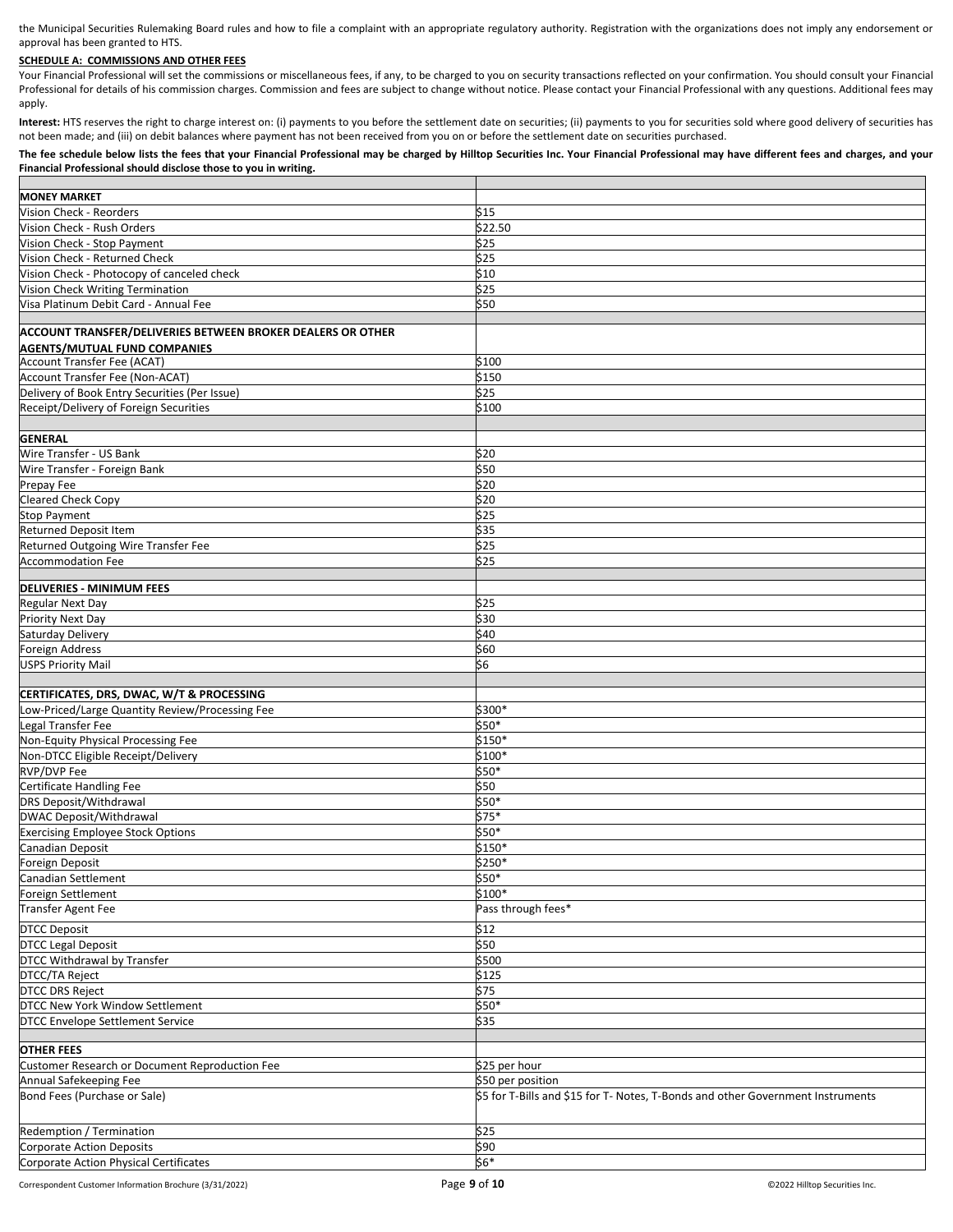the Municipal Securities Rulemaking Board rules and how to file a complaint with an appropriate regulatory authority. Registration with the organizations does not imply any endorsement or approval has been granted to HTS.

**SCHEDULE A: COMMISSIONS AND OTHER FEES**

Your Financial Professional will set the commissions or miscellaneous fees, if any, to be charged to you on security transactions reflected on your confirmation. You should consult your Financial Professional for details of his commission charges. Commission and fees are subject to change without notice. Please contact your Financial Professional with any questions. Additional fees may apply.

**Interest:** HTS reserves the right to charge interest on: (i) payments to you before the settlement date on securities; (ii) payments to you for securities sold where good delivery of securities has not been made; and (iii) on debit balances where payment has not been received from you on or before the settlement date on securities purchased.

**The fee schedule below lists the fees that your Financial Professional may be charged by Hilltop Securities Inc. Your Financial Professional may have different fees and charges, and your Financial Professional should disclose those to you in writing.**

| | |
|---|---|
| **MONEY MARKET** | |
| Vision Check - Reorders | $15 |
| Vision Check - Rush Orders | $22.50 |
| Vision Check - Stop Payment | $25 |
| Vision Check - Returned Check | $25 |
| Vision Check - Photocopy of canceled check | $10 |
| Vision Check Writing Termination | $25 |
| Visa Platinum Debit Card - Annual Fee | $50 |
| | |
| **ACCOUNT TRANSFER/DELIVERIES BETWEEN BROKER DEALERS OR OTHER AGENTS/MUTUAL FUND COMPANIES** | |
| Account Transfer Fee (ACAT) | $100 |
| Account Transfer Fee (Non-ACAT) | $150 |
| Delivery of Book Entry Securities (Per Issue) | $25 |
| Receipt/Delivery of Foreign Securities | $100 |
| | |
| **GENERAL** | |
| Wire Transfer - US Bank | $20 |
| Wire Transfer - Foreign Bank | $50 |
| Prepay Fee | $20 |
| Cleared Check Copy | $20 |
| Stop Payment | $25 |
| Returned Deposit Item | $35 |
| Returned Outgoing Wire Transfer Fee | $25 |
| Accommodation Fee | $25 |
| | |
| **DELIVERIES - MINIMUM FEES** | |
| Regular Next Day | $25 |
| Priority Next Day | $30 |
| Saturday Delivery | $40 |
| Foreign Address | $60 |
| USPS Priority Mail | $6 |
| | |
| **CERTIFICATES, DRS, DWAC, W/T & PROCESSING** | |
| Low-Priced/Large Quantity Review/Processing Fee | $300* |
| Legal Transfer Fee | $50* |
| Non-Equity Physical Processing Fee | $150* |
| Non-DTCC Eligible Receipt/Delivery | $100* |
| RVP/DVP Fee | $50* |
| Certificate Handling Fee | $50 |
| DRS Deposit/Withdrawal | $50* |
| DWAC Deposit/Withdrawal | $75* |
| Exercising Employee Stock Options | $50* |
| Canadian Deposit | $150* |
| Foreign Deposit | $250* |
| Canadian Settlement | $50* |
| Foreign Settlement | $100* |
| Transfer Agent Fee | Pass through fees* |
| DTCC Deposit | $12 |
| DTCC Legal Deposit | $50 |
| DTCC Withdrawal by Transfer | $500 |
| DTCC/TA Reject | $125 |
| DTCC DRS Reject | $75 |
| DTCC New York Window Settlement | $50* |
| DTCC Envelope Settlement Service | $35 |
| | |
| **OTHER FEES** | |
| Customer Research or Document Reproduction Fee | $25 per hour |
| Annual Safekeeping Fee | $50 per position |
| Bond Fees (Purchase or Sale) | $5 for T-Bills and $15 for T- Notes, T-Bonds and other Government Instruments |
| Redemption / Termination | $25 |
| Corporate Action Deposits | $90 |
| Corporate Action Physical Certificates | $6* |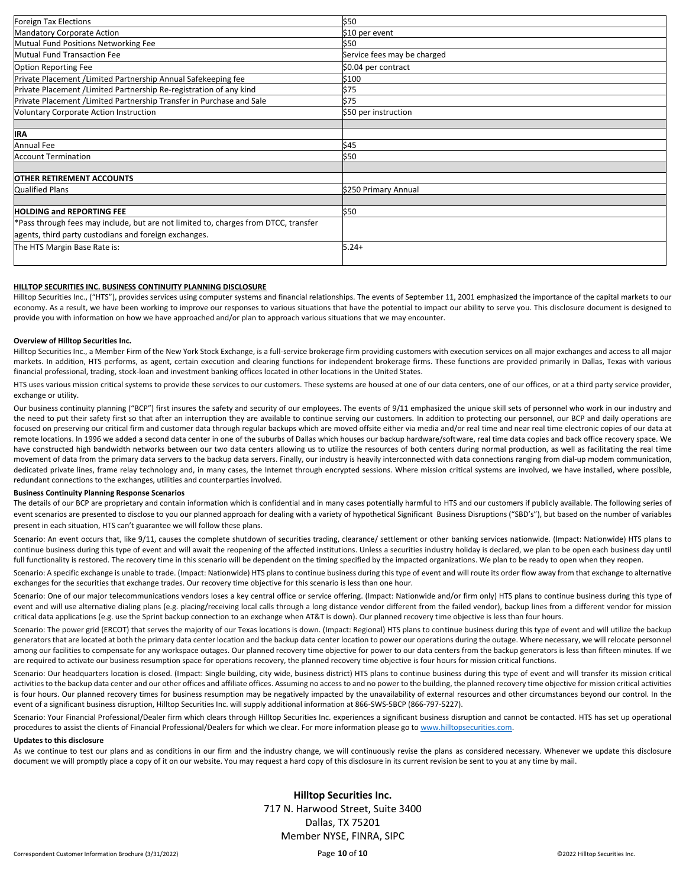| | |
|---|---|
| Foreign Tax Elections | $50 |
| Mandatory Corporate Action | $10 per event |
| Mutual Fund Positions Networking Fee | $50 |
| Mutual Fund Transaction Fee | Service fees may be charged |
| Option Reporting Fee | $0.04 per contract |
| Private Placement /Limited Partnership Annual Safekeeping fee | $100 |
| Private Placement /Limited Partnership Re-registration of any kind | $75 |
| Private Placement /Limited Partnership Transfer in Purchase and Sale | $75 |
| Voluntary Corporate Action Instruction | $50 per instruction |
| | |
| **IRA** | |
| Annual Fee | $45 |
| Account Termination | $50 |
| | |
| **OTHER RETIREMENT ACCOUNTS** | |
| Qualified Plans | $250 Primary Annual |
| | |
| **HOLDING and REPORTING FEE** | $50 |
| *Pass through fees may include, but are not limited to, charges from DTCC, transfer agents, third party custodians and foreign exchanges. | |
| The HTS Margin Base Rate is: | 5.24+ |

**HILLTOP SECURITIES INC. BUSINESS CONTINUITY PLANNING DISCLOSURE**

Hilltop Securities Inc., ("HTS"), provides services using computer systems and financial relationships. The events of September 11, 2001 emphasized the importance of the capital markets to our economy. As a result, we have been working to improve our responses to various situations that have the potential to impact our ability to serve you. This disclosure document is designed to provide you with information on how we have approached and/or plan to approach various situations that we may encounter.

**Overview of Hilltop Securities Inc.**

Hilltop Securities Inc., a Member Firm of the New York Stock Exchange, is a full-service brokerage firm providing customers with execution services on all major exchanges and access to all major markets. In addition, HTS performs, as agent, certain execution and clearing functions for independent brokerage firms. These functions are provided primarily in Dallas, Texas with various financial professional, trading, stock-loan and investment banking offices located in other locations in the United States.

HTS uses various mission critical systems to provide these services to our customers. These systems are housed at one of our data centers, one of our offices, or at a third party service provider, exchange or utility.

Our business continuity planning ("BCP") first insures the safety and security of our employees. The events of 9/11 emphasized the unique skill sets of personnel who work in our industry and the need to put their safety first so that after an interruption they are available to continue serving our customers. In addition to protecting our personnel, our BCP and daily operations are focused on preserving our critical firm and customer data through regular backups which are moved offsite either via media and/or real time and near real time electronic copies of our data at remote locations. In 1996 we added a second data center in one of the suburbs of Dallas which houses our backup hardware/software, real time data copies and back office recovery space. We have constructed high bandwidth networks between our two data centers allowing us to utilize the resources of both centers during normal production, as well as facilitating the real time movement of data from the primary data servers to the backup data servers. Finally, our industry is heavily interconnected with data connections ranging from dial-up modem communication, dedicated private lines, frame relay technology and, in many cases, the Internet through encrypted sessions. Where mission critical systems are involved, we have installed, where possible, redundant connections to the exchanges, utilities and counterparties involved.

**Business Continuity Planning Response Scenarios**

The details of our BCP are proprietary and contain information which is confidential and in many cases potentially harmful to HTS and our customers if publicly available. The following series of event scenarios are presented to disclose to you our planned approach for dealing with a variety of hypothetical Significant Business Disruptions ("SBD's"), but based on the number of variables present in each situation, HTS can't guarantee we will follow these plans.

Scenario: An event occurs that, like 9/11, causes the complete shutdown of securities trading, clearance/ settlement or other banking services nationwide. (Impact: Nationwide) HTS plans to continue business during this type of event and will await the reopening of the affected institutions. Unless a securities industry holiday is declared, we plan to be open each business day until full functionality is restored. The recovery time in this scenario will be dependent on the timing specified by the impacted organizations. We plan to be ready to open when they reopen.

Scenario: A specific exchange is unable to trade. (Impact: Nationwide) HTS plans to continue business during this type of event and will route its order flow away from that exchange to alternative exchanges for the securities that exchange trades. Our recovery time objective for this scenario is less than one hour.

Scenario: One of our major telecommunications vendors loses a key central office or service offering. (Impact: Nationwide and/or firm only) HTS plans to continue business during this type of event and will use alternative dialing plans (e.g. placing/receiving local calls through a long distance vendor different from the failed vendor), backup lines from a different vendor for mission critical data applications (e.g. use the Sprint backup connection to an exchange when AT&T is down). Our planned recovery time objective is less than four hours.

Scenario: The power grid (ERCOT) that serves the majority of our Texas locations is down. (Impact: Regional) HTS plans to continue business during this type of event and will utilize the backup generators that are located at both the primary data center location and the backup data center location to power our operations during the outage. Where necessary, we will relocate personnel among our facilities to compensate for any workspace outages. Our planned recovery time objective for power to our data centers from the backup generators is less than fifteen minutes. If we are required to activate our business resumption space for operations recovery, the planned recovery time objective is four hours for mission critical functions.

Scenario: Our headquarters location is closed. (Impact: Single building, city wide, business district) HTS plans to continue business during this type of event and will transfer its mission critical activities to the backup data center and our other offices and affiliate offices. Assuming no access to and no power to the building, the planned recovery time objective for mission critical activities is four hours. Our planned recovery times for business resumption may be negatively impacted by the unavailability of external resources and other circumstances beyond our control. In the event of a significant business disruption, Hilltop Securities Inc. will supply additional information at 866-SWS-5BCP (866-797-5227).

Scenario: Your Financial Professional/Dealer firm which clears through Hilltop Securities Inc. experiences a significant business disruption and cannot be contacted. HTS has set up operational procedures to assist the clients of Financial Professional/Dealers for which we clear. For more information please go to www.hilltopsecurities.com.

**Updates to this disclosure**

As we continue to test our plans and as conditions in our firm and the industry change, we will continuously revise the plans as considered necessary. Whenever we update this disclosure document we will promptly place a copy of it on our website. You may request a hard copy of this disclosure in its current revision be sent to you at any time by mail.

**Hilltop Securities Inc.**
717 N. Harwood Street, Suite 3400
Dallas, TX 75201
Member NYSE, FINRA, SIPC